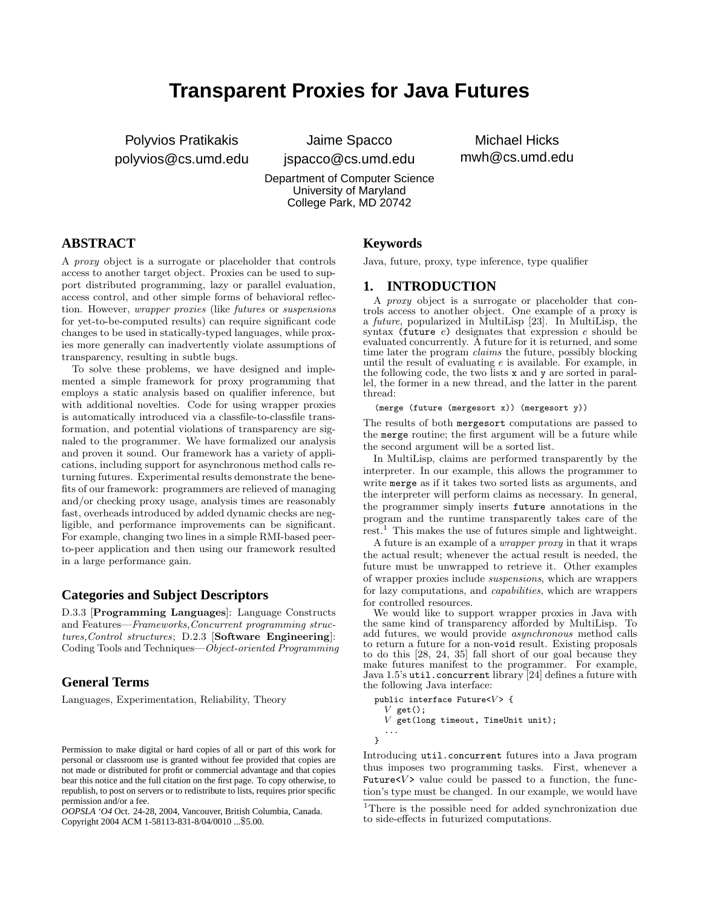# Transparent Proxies for Java Futures

Polyvios Pratikakis
polyvios@cs.umd.edu

Jaime Spacco
jspacco@cs.umd.edu

Michael Hicks
mwh@cs.umd.edu

Department of Computer Science
University of Maryland
College Park, MD 20742

## ABSTRACT

A *proxy* object is a surrogate or placeholder that controls access to another target object. Proxies can be used to support distributed programming, lazy or parallel evaluation, access control, and other simple forms of behavioral reflection. However, *wrapper proxies* (like *futures* or *suspensions* for yet-to-be-computed results) can require significant code changes to be used in statically-typed languages, while proxies more generally can inadvertently violate assumptions of transparency, resulting in subtle bugs.

To solve these problems, we have designed and implemented a simple framework for proxy programming that employs a static analysis based on qualifier inference, but with additional novelties. Code for using wrapper proxies is automatically introduced via a classfile-to-classfile transformation, and potential violations of transparency are signaled to the programmer. We have formalized our analysis and proven it sound. Our framework has a variety of applications, including support for asynchronous method calls returning futures. Experimental results demonstrate the benefits of our framework: programmers are relieved of managing and/or checking proxy usage, analysis times are reasonably fast, overheads introduced by added dynamic checks are negligible, and performance improvements can be significant. For example, changing two lines in a simple RMI-based peer-to-peer application and then using our framework resulted in a large performance gain.

### Categories and Subject Descriptors

D.3.3 [**Programming Languages**]: Language Constructs and Features—*Frameworks,Concurrent programming structures,Control structures*; D.2.3 [**Software Engineering**]: Coding Tools and Techniques—*Object-oriented Programming*

### General Terms

Languages, Experimentation, Reliability, Theory

Permission to make digital or hard copies of all or part of this work for personal or classroom use is granted without fee provided that copies are not made or distributed for profit or commercial advantage and that copies bear this notice and the full citation on the first page. To copy otherwise, to republish, to post on servers or to redistribute to lists, requires prior specific permission and/or a fee.
*OOPSLA 'O4* Oct. 24-28, 2004, Vancouver, British Columbia, Canada.
Copyright 2004 ACM 1-58113-831-8/04/0010 ...$5.00.

### Keywords

Java, future, proxy, type inference, type qualifier

## 1. INTRODUCTION

A *proxy* object is a surrogate or placeholder that controls access to another object. One example of a proxy is a *future*, popularized in MultiLisp [23]. In MultiLisp, the syntax `(future e)` designates that expression $e$ should be evaluated concurrently. A future for it is returned, and some time later the program *claims* the future, possibly blocking until the result of evaluating $e$ is available. For example, in the following code, the two lists `x` and `y` are sorted in parallel, the former in a new thread, and the latter in the parent thread:

```
(merge (future (mergesort x)) (mergesort y))
```

The results of both `mergesort` computations are passed to the `merge` routine; the first argument will be a future while the second argument will be a sorted list.

In MultiLisp, claims are performed transparently by the interpreter. In our example, this allows the programmer to write `merge` as if it takes two sorted lists as arguments, and the interpreter will perform claims as necessary. In general, the programmer simply inserts `future` annotations in the program and the runtime transparently takes care of the rest.[1] This makes the use of futures simple and lightweight.

A future is an example of a *wrapper proxy* in that it wraps the actual result; whenever the actual result is needed, the future must be unwrapped to retrieve it. Other examples of wrapper proxies include *suspensions*, which are wrappers for lazy computations, and *capabilities*, which are wrappers for controlled resources.

We would like to support wrapper proxies in Java with the same kind of transparency afforded by MultiLisp. To add futures, we would provide *asynchronous* method calls to return a future for a non-`void` result. Existing proposals to do this [28, 24, 35] fall short of our goal because they make futures manifest to the programmer. For example, Java 1.5's `util.concurrent` library [24] defines a future with the following Java interface:

```
public interface Future<V> {
  V get();
  V get(long timeout, TimeUnit unit);
  ...
}
```

Introducing `util.concurrent` futures into a Java program thus imposes two programming tasks. First, whenever a `Future<V>` value could be passed to a function, the function's type must be changed. In our example, we would have

[1] There is the possible need for added synchronization due to side-effects in futurized computations.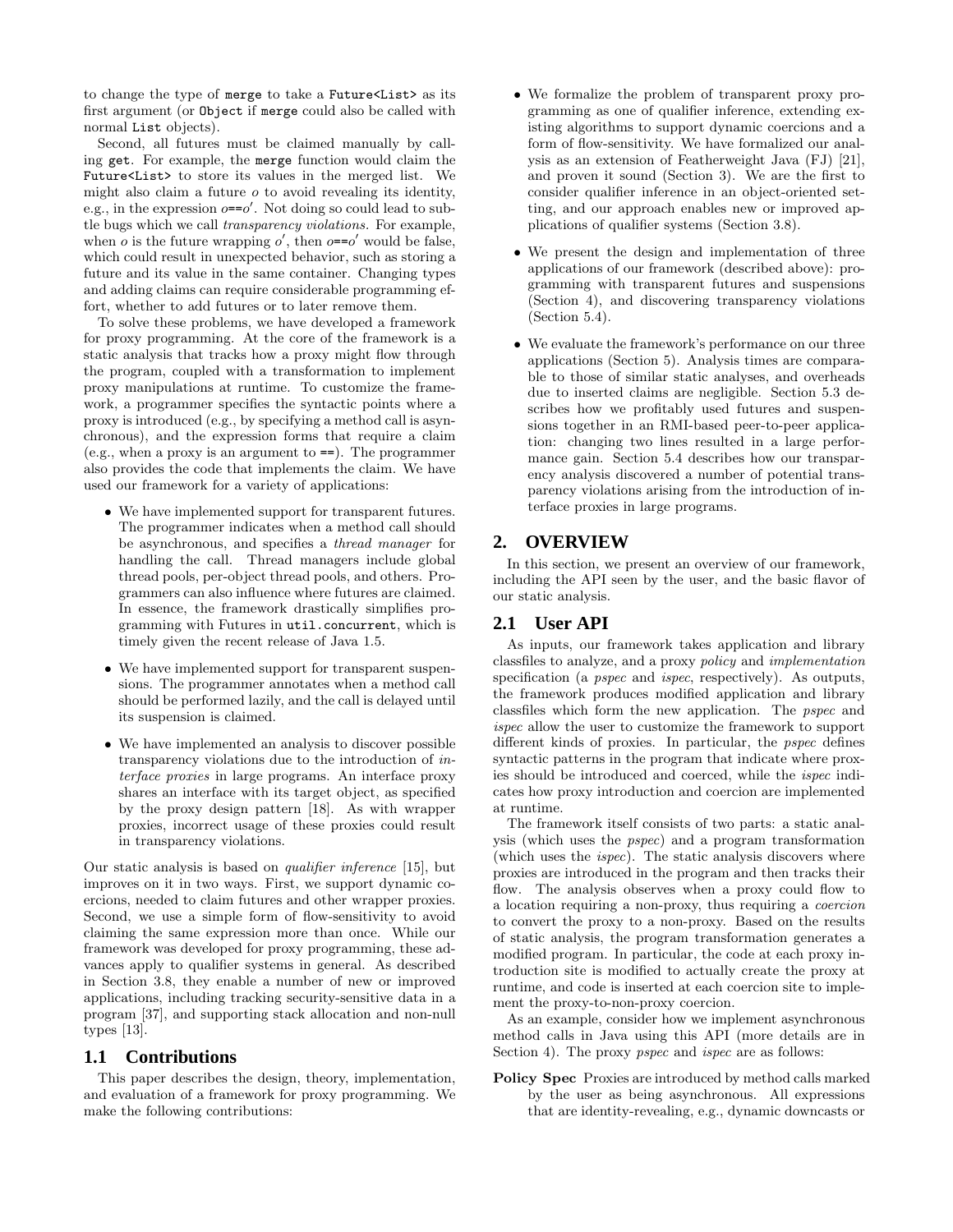to change the type of `merge` to take a `Future<List>` as its first argument (or `Object` if `merge` could also be called with normal `List` objects).

Second, all futures must be claimed manually by calling `get`. For example, the `merge` function would claim the `Future<List>` to store its values in the merged list. We might also claim a future $o$ to avoid revealing its identity, e.g., in the expression $o$==$o'$. Not doing so could lead to subtle bugs which we call *transparency violations*. For example, when $o$ is the future wrapping $o'$, then $o$==$o'$ would be false, which could result in unexpected behavior, such as storing a future and its value in the same container. Changing types and adding claims can require considerable programming effort, whether to add futures or to later remove them.

To solve these problems, we have developed a framework for proxy programming. At the core of the framework is a static analysis that tracks how a proxy might flow through the program, coupled with a transformation to implement proxy manipulations at runtime. To customize the framework, a programmer specifies the syntactic points where a proxy is introduced (e.g., by specifying a method call is asynchronous), and the expression forms that require a claim (e.g., when a proxy is an argument to `==`). The programmer also provides the code that implements the claim. We have used our framework for a variety of applications:

- We have implemented support for transparent futures. The programmer indicates when a method call should be asynchronous, and specifies a *thread manager* for handling the call. Thread managers include global thread pools, per-object thread pools, and others. Programmers can also influence where futures are claimed. In essence, the framework drastically simplifies programming with Futures in `util.concurrent`, which is timely given the recent release of Java 1.5.
- We have implemented support for transparent suspensions. The programmer annotates when a method call should be performed lazily, and the call is delayed until its suspension is claimed.
- We have implemented an analysis to discover possible transparency violations due to the introduction of *interface proxies* in large programs. An interface proxy shares an interface with its target object, as specified by the proxy design pattern [18]. As with wrapper proxies, incorrect usage of these proxies could result in transparency violations.

Our static analysis is based on *qualifier inference* [15], but improves on it in two ways. First, we support dynamic coercions, needed to claim futures and other wrapper proxies. Second, we use a simple form of flow-sensitivity to avoid claiming the same expression more than once. While our framework was developed for proxy programming, these advances apply to qualifier systems in general. As described in Section 3.8, they enable a number of new or improved applications, including tracking security-sensitive data in a program [37], and supporting stack allocation and non-null types [13].

## 1.1 Contributions

This paper describes the design, theory, implementation, and evaluation of a framework for proxy programming. We make the following contributions:

- We formalize the problem of transparent proxy programming as one of qualifier inference, extending existing algorithms to support dynamic coercions and a form of flow-sensitivity. We have formalized our analysis as an extension of Featherweight Java (FJ) [21], and proven it sound (Section 3). We are the first to consider qualifier inference in an object-oriented setting, and our approach enables new or improved applications of qualifier systems (Section 3.8).
- We present the design and implementation of three applications of our framework (described above): programming with transparent futures and suspensions (Section 4), and discovering transparency violations (Section 5.4).
- We evaluate the framework's performance on our three applications (Section 5). Analysis times are comparable to those of similar static analyses, and overheads due to inserted claims are negligible. Section 5.3 describes how we profitably used futures and suspensions together in an RMI-based peer-to-peer application: changing two lines resulted in a large performance gain. Section 5.4 describes how our transparency analysis discovered a number of potential transparency violations arising from the introduction of interface proxies in large programs.

# 2. OVERVIEW

In this section, we present an overview of our framework, including the API seen by the user, and the basic flavor of our static analysis.

## 2.1 User API

As inputs, our framework takes application and library classfiles to analyze, and a proxy *policy* and *implementation* specification (a *pspec* and *ispec*, respectively). As outputs, the framework produces modified application and library classfiles which form the new application. The *pspec* and *ispec* allow the user to customize the framework to support different kinds of proxies. In particular, the *pspec* defines syntactic patterns in the program that indicate where proxies should be introduced and coerced, while the *ispec* indicates how proxy introduction and coercion are implemented at runtime.

The framework itself consists of two parts: a static analysis (which uses the *pspec*) and a program transformation (which uses the *ispec*). The static analysis discovers where proxies are introduced in the program and then tracks their flow. The analysis observes when a proxy could flow to a location requiring a non-proxy, thus requiring a *coercion* to convert the proxy to a non-proxy. Based on the results of static analysis, the program transformation generates a modified program. In particular, the code at each proxy introduction site is modified to actually create the proxy at runtime, and code is inserted at each coercion site to implement the proxy-to-non-proxy coercion.

As an example, consider how we implement asynchronous method calls in Java using this API (more details are in Section 4). The proxy *pspec* and *ispec* are as follows:

**Policy Spec** Proxies are introduced by method calls marked by the user as being asynchronous. All expressions that are identity-revealing, e.g., dynamic downcasts or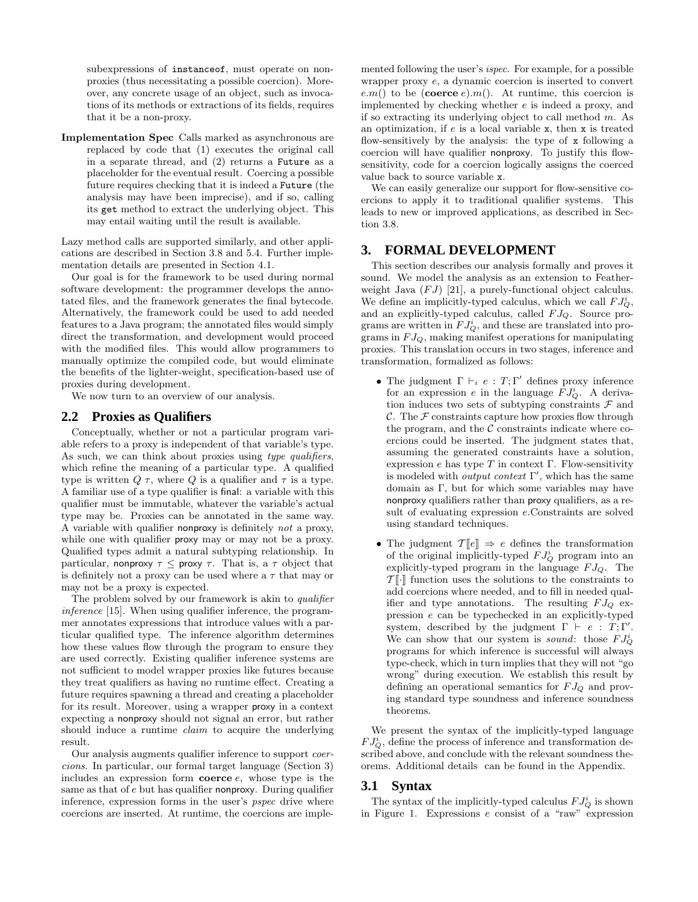subexpressions of instanceof, must operate on non-proxies (thus necessitating a possible coercion). Moreover, any concrete usage of an object, such as invocations of its methods or extractions of its fields, requires that it be a non-proxy.

**Implementation Spec** Calls marked as asynchronous are replaced by code that (1) executes the original call in a separate thread, and (2) returns a Future as a placeholder for the eventual result. Coercing a possible future requires checking that it is indeed a Future (the analysis may have been imprecise), and if so, calling its get method to extract the underlying object. This may entail waiting until the result is available.

Lazy method calls are supported similarly, and other applications are described in Section 3.8 and 5.4. Further implementation details are presented in Section 4.1.

Our goal is for the framework to be used during normal software development: the programmer develops the annotated files, and the framework generates the final bytecode. Alternatively, the framework could be used to add needed features to a Java program; the annotated files would simply direct the transformation, and development would proceed with the modified files. This would allow programmers to manually optimize the compiled code, but would eliminate the benefits of the lighter-weight, specification-based use of proxies during development.

We now turn to an overview of our analysis.

## 2.2 Proxies as Qualifiers

Conceptually, whether or not a particular program variable refers to a proxy is independent of that variable's type. As such, we can think about proxies using *type qualifiers*, which refine the meaning of a particular type. A qualified type is written $Q\ \tau$, where $Q$ is a qualifier and $\tau$ is a type. A familiar use of a type qualifier is final: a variable with this qualifier must be immutable, whatever the variable's actual type may be. Proxies can be annotated in the same way. A variable with qualifier nonproxy is definitely *not* a proxy, while one with qualifier proxy may or may not be a proxy. Qualified types admit a natural subtyping relationship. In particular, $\mathsf{nonproxy}\ \tau \leq \mathsf{proxy}\ \tau$. That is, a $\tau$ object that is definitely not a proxy can be used where a $\tau$ that may or may not be a proxy is expected.

The problem solved by our framework is akin to *qualifier inference* [15]. When using qualifier inference, the programmer annotates expressions that introduce values with a particular qualified type. The inference algorithm determines how these values flow through the program to ensure they are used correctly. Existing qualifier inference systems are not sufficient to model wrapper proxies like futures because they treat qualifiers as having no runtime effect. Creating a future requires spawning a thread and creating a placeholder for its result. Moreover, using a wrapper proxy in a context expecting a nonproxy should not signal an error, but rather should induce a runtime *claim* to acquire the underlying result.

Our analysis augments qualifier inference to support *coercions*. In particular, our formal target language (Section 3) includes an expression form **coerce** $e$, whose type is the same as that of $e$ but has qualifier nonproxy. During qualifier inference, expression forms in the user's *pspec* drive where coercions are inserted. At runtime, the coercions are implemented following the user's *ispec*. For example, for a possible wrapper proxy $e$, a dynamic coercion is inserted to convert $e.m()$ to be $(\mathbf{coerce}\ e).m()$. At runtime, this coercion is implemented by checking whether $e$ is indeed a proxy, and if so extracting its underlying object to call method $m$. As an optimization, if $e$ is a local variable x, then x is treated flow-sensitively by the analysis: the type of x following a coercion will have qualifier nonproxy. To justify this flow-sensitivity, code for a coercion logically assigns the coerced value back to source variable x.

We can easily generalize our support for flow-sensitive coercions to apply it to traditional qualifier systems. This leads to new or improved applications, as described in Section 3.8.

# 3. FORMAL DEVELOPMENT

This section describes our analysis formally and proves it sound. We model the analysis as an extension to Featherweight Java ($FJ$) [21], a purely-functional object calculus. We define an implicitly-typed calculus, which we call $FJ_Q^i$, and an explicitly-typed calculus, called $FJ_Q$. Source programs are written in $FJ_Q^i$, and these are translated into programs in $FJ_Q$, making manifest operations for manipulating proxies. This translation occurs in two stages, inference and transformation, formalized as follows:

- The judgment $\Gamma \vdash_i e : T; \Gamma'$ defines proxy inference for an expression $e$ in the language $FJ_Q^i$. A derivation induces two sets of subtyping constraints $\mathcal{F}$ and $\mathcal{C}$. The $\mathcal{F}$ constraints capture how proxies flow through the program, and the $\mathcal{C}$ constraints indicate where coercions could be inserted. The judgment states that, assuming the generated constraints have a solution, expression $e$ has type $T$ in context $\Gamma$. Flow-sensitivity is modeled with *output context* $\Gamma'$, which has the same domain as $\Gamma$, but for which some variables may have nonproxy qualifiers rather than proxy qualifiers, as a result of evaluating expression $e$.Constraints are solved using standard techniques.
- The judgment $\mathcal{T}[\![e]\!] \Rightarrow e$ defines the transformation of the original implicitly-typed $FJ_Q^i$ program into an explicitly-typed program in the language $FJ_Q$. The $\mathcal{T}[\![\cdot]\!]$ function uses the solutions to the constraints to add coercions where needed, and to fill in needed qualifier and type annotations. The resulting $FJ_Q$ expression $e$ can be typechecked in an explicitly-typed system, described by the judgment $\Gamma \vdash e : T; \Gamma'$. We can show that our system is *sound*: those $FJ_Q^i$ programs for which inference is successful will always type-check, which in turn implies that they will not "go wrong" during execution. We establish this result by defining an operational semantics for $FJ_Q$ and proving standard type soundness and inference soundness theorems.

We present the syntax of the implicitly-typed language $FJ_Q^i$, define the process of inference and transformation described above, and conclude with the relevant soundness theorems. Additional details can be found in the Appendix.

## 3.1 Syntax

The syntax of the implicitly-typed calculus $FJ_Q^i$ is shown in Figure 1. Expressions $e$ consist of a "raw" expression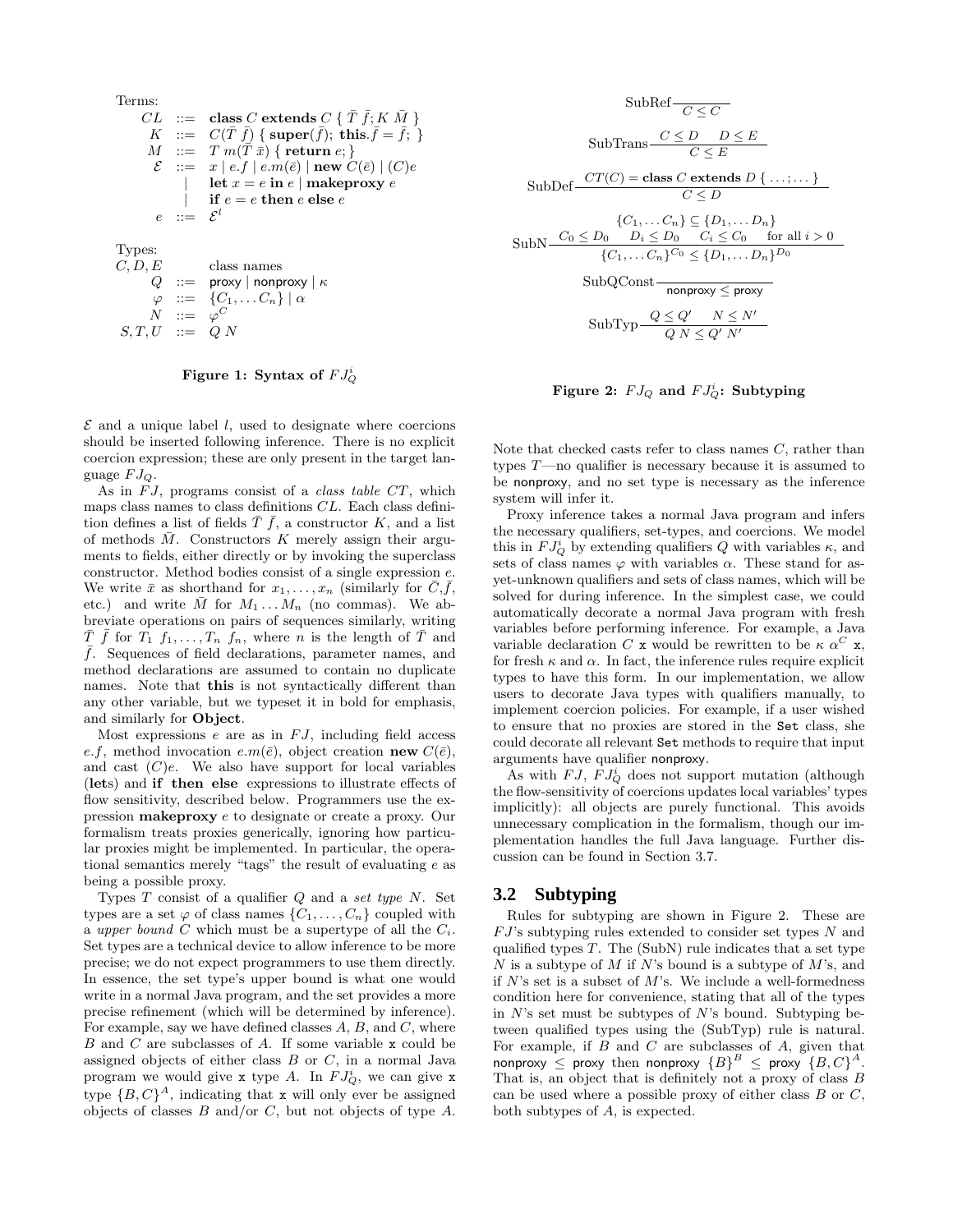Terms:

$$
\begin{array}{rcl}
CL & ::= & \textbf{class } C \textbf{ extends } C \; \{ \; \bar{T} \; \bar{f}; K \; \bar{M} \; \} \\
K & ::= & C(\bar{T} \; \bar{f}) \; \{ \; \textbf{super}(\bar{f}); \; \textbf{this}.\bar{f} = \bar{f}; \; \} \\
M & ::= & T \; m(\bar{T} \; \bar{x}) \; \{ \; \textbf{return } e; \} \\
\mathcal{E} & ::= & x \mid e.f \mid e.m(\bar{e}) \mid \textbf{new } C(\bar{e}) \mid (C)e \\
 & | & \textbf{let } x = e \textbf{ in } e \mid \textbf{makeproxy } e \\
 & | & \textbf{if } e = e \textbf{ then } e \textbf{ else } e \\
e & ::= & \mathcal{E}^l
\end{array}
$$

Types:

$$
\begin{array}{rcl}
C, D, E & & \text{class names} \\
Q & ::= & \mathsf{proxy} \mid \mathsf{nonproxy} \mid \kappa \\
\varphi & ::= & \{C_1, \dots C_n\} \mid \alpha \\
N & ::= & \varphi^C \\
S, T, U & ::= & Q \; N
\end{array}
$$

**Figure 1: Syntax of $FJ_Q^i$**

$$
\text{SubRef} \frac{}{C \leq C}
$$

$$
\text{SubTrans} \frac{C \leq D \quad D \leq E}{C \leq E}
$$

$$
\text{SubDef} \frac{CT(C) = \textbf{class } C \textbf{ extends } D \; \{ \; \dots; \dots \; \}}{C \leq D}
$$

$$
\text{SubN} \frac{\{C_1, \dots C_n\} \subseteq \{D_1, \dots D_n\} \quad C_0 \leq D_0 \quad D_i \leq D_0 \quad C_i \leq C_0 \quad \text{for all } i > 0}{\{C_1, \dots C_n\}^{C_0} \leq \{D_1, \dots D_n\}^{D_0}}
$$

$$
\text{SubQConst} \frac{}{\mathsf{nonproxy} \leq \mathsf{proxy}}
$$

$$
\text{SubTyp} \frac{Q \leq Q' \quad N \leq N'}{Q \; N \leq Q' \; N'}
$$

**Figure 2: $FJ_Q$ and $FJ_Q^i$: Subtyping**

$\mathcal{E}$ and a unique label $l$, used to designate where coercions should be inserted following inference. There is no explicit coercion expression; these are only present in the target language $FJ_Q$.

As in $FJ$, programs consist of a *class table* $CT$, which maps class names to class definitions $CL$. Each class definition defines a list of fields $\bar{T}\;\bar{f}$, a constructor $K$, and a list of methods $\bar{M}$. Constructors $K$ merely assign their arguments to fields, either directly or by invoking the superclass constructor. Method bodies consist of a single expression $e$. We write $\bar{x}$ as shorthand for $x_1, \dots, x_n$ (similarly for $\bar{C}, \bar{f}$, etc.) and write $\bar{M}$ for $M_1 \dots M_n$ (no commas). We abbreviate operations on pairs of sequences similarly, writing $\bar{T}\;\bar{f}$ for $T_1\;f_1, \dots, T_n\;f_n$, where $n$ is the length of $\bar{T}$ and $\bar{f}$. Sequences of field declarations, parameter names, and method declarations are assumed to contain no duplicate names. Note that **this** is not syntactically different than any other variable, but we typeset it in bold for emphasis, and similarly for **Object**.

Most expressions $e$ are as in $FJ$, including field access $e.f$, method invocation $e.m(\bar{e})$, object creation **new** $C(\bar{e})$, and cast $(C)e$. We also have support for local variables (**let**s) and **if then else** expressions to illustrate effects of flow sensitivity, described below. Programmers use the expression **makeproxy** $e$ to designate or create a proxy. Our formalism treats proxies generically, ignoring how particular proxies might be implemented. In particular, the operational semantics merely "tags" the result of evaluating $e$ as being a possible proxy.

Types $T$ consist of a qualifier $Q$ and a *set type* $N$. Set types are a set $\varphi$ of class names $\{C_1, \dots, C_n\}$ coupled with a *upper bound* $C$ which must be a supertype of all the $C_i$. Set types are a technical device to allow inference to be more precise; we do not expect programmers to use them directly. In essence, the set type's upper bound is what one would write in a normal Java program, and the set provides a more precise refinement (which will be determined by inference). For example, say we have defined classes $A$, $B$, and $C$, where $B$ and $C$ are subclasses of $A$. If some variable `x` could be assigned objects of either class $B$ or $C$, in a normal Java program we would give `x` type $A$. In $FJ_Q^i$, we can give `x` type $\{B, C\}^A$, indicating that `x` will only ever be assigned objects of classes $B$ and/or $C$, but not objects of type $A$.

Note that checked casts refer to class names $C$, rather than types $T$—no qualifier is necessary because it is assumed to be $\mathsf{nonproxy}$, and no set type is necessary as the inference system will infer it.

Proxy inference takes a normal Java program and infers the necessary qualifiers, set-types, and coercions. We model this in $FJ_Q^i$ by extending qualifiers $Q$ with variables $\kappa$, and sets of class names $\varphi$ with variables $\alpha$. These stand for as-yet-unknown qualifiers and sets of class names, which will be solved for during inference. In the simplest case, we could automatically decorate a normal Java program with fresh variables before performing inference. For example, a Java variable declaration `C x` would be rewritten to be $\kappa\;\alpha^C$ `x`, for fresh $\kappa$ and $\alpha$. In fact, the inference rules require explicit types to have this form. In our implementation, we allow users to decorate Java types with qualifiers manually, to implement coercion policies. For example, if a user wished to ensure that no proxies are stored in the `Set` class, she could decorate all relevant `Set` methods to require that input arguments have qualifier $\mathsf{nonproxy}$.

As with $FJ$, $FJ_Q^i$ does not support mutation (although the flow-sensitivity of coercions updates local variables' types implicitly): all objects are purely functional. This avoids unnecessary complication in the formalism, though our implementation handles the full Java language. Further discussion can be found in Section 3.7.

## 3.2 Subtyping

Rules for subtyping are shown in Figure 2. These are $FJ$'s subtyping rules extended to consider set types $N$ and qualified types $T$. The (SubN) rule indicates that a set type $N$ is a subtype of $M$ if $N$'s bound is a subtype of $M$'s, and if $N$'s set is a subset of $M$'s. We include a well-formedness condition here for convenience, stating that all of the types in $N$'s set must be subtypes of $N$'s bound. Subtyping between qualified types using the (SubTyp) rule is natural. For example, if $B$ and $C$ are subclasses of $A$, given that $\mathsf{nonproxy} \leq \mathsf{proxy}$ then $\mathsf{nonproxy}\;\{B\}^B \leq \mathsf{proxy}\;\{B, C\}^A$. That is, an object that is definitely not a proxy of class $B$ can be used where a possible proxy of either class $B$ or $C$, both subtypes of $A$, is expected.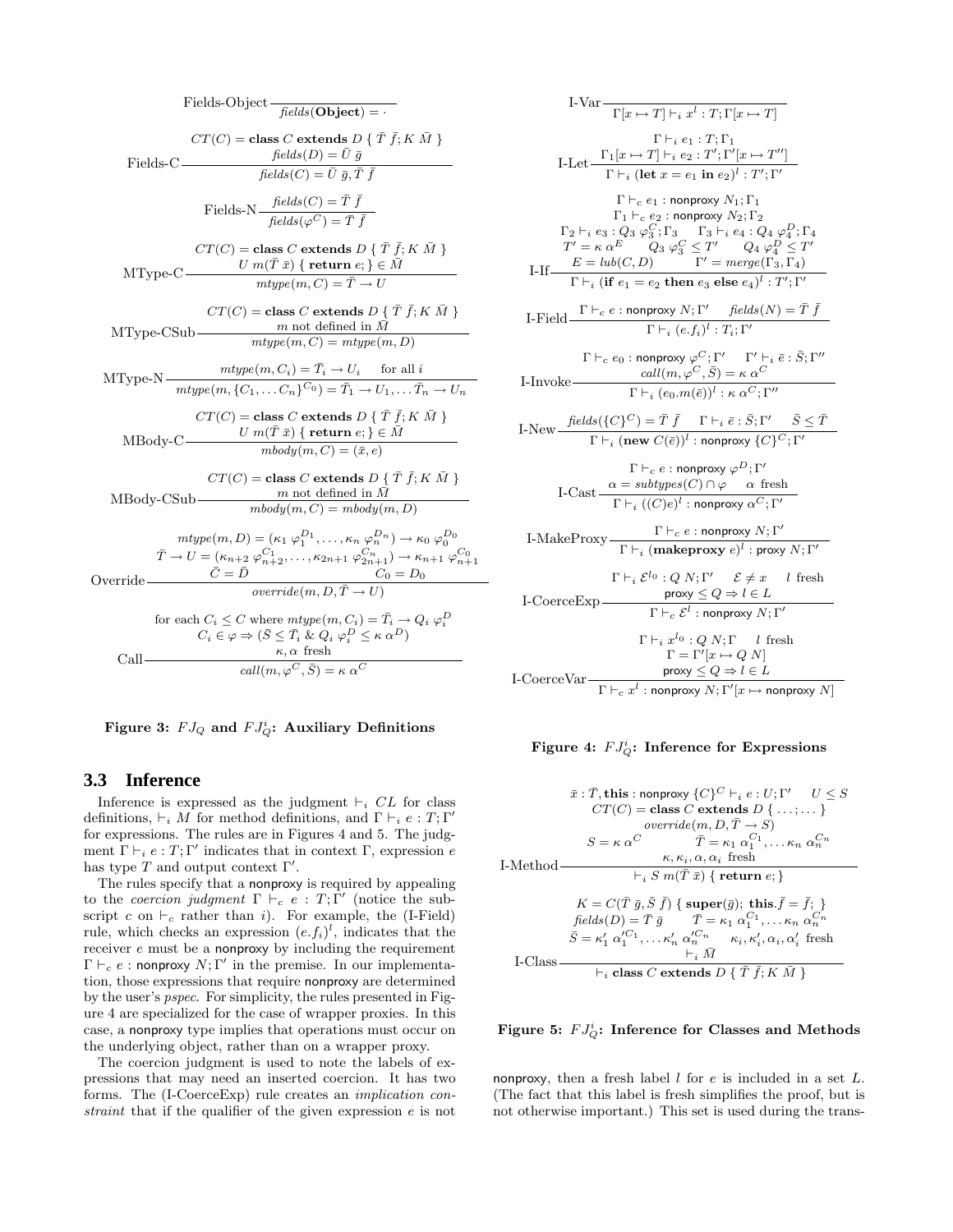$$\text{Fields-Object}\ \frac{}{\mathit{fields}(\mathbf{Object}) = \cdot}$$

$$\text{Fields-C}\ \frac{CT(C) = \mathbf{class}\ C\ \mathbf{extends}\ D\ \{\ \bar{T}\ \bar{f}; K\ \bar{M}\ \} \quad \mathit{fields}(D) = \bar{U}\ \bar{g}}{\mathit{fields}(C) = \bar{U}\ \bar{g}, \bar{T}\ \bar{f}}$$

$$\text{Fields-N}\ \frac{\mathit{fields}(C) = \bar{T}\ \bar{f}}{\mathit{fields}(\varphi^C) = \bar{T}\ \bar{f}}$$

$$\text{MType-C}\ \frac{CT(C) = \mathbf{class}\ C\ \mathbf{extends}\ D\ \{\ \bar{T}\ \bar{f}; K\ \bar{M}\ \} \quad U\ m(\bar{T}\ \bar{x})\ \{\ \mathbf{return}\ e; \} \in \bar{M}}{\mathit{mtype}(m, C) = \bar{T} \to U}$$

$$\text{MType-CSub}\ \frac{CT(C) = \mathbf{class}\ C\ \mathbf{extends}\ D\ \{\ \bar{T}\ \bar{f}; K\ \bar{M}\ \} \quad m \text{ not defined in } \bar{M}}{\mathit{mtype}(m, C) = \mathit{mtype}(m, D)}$$

$$\text{MType-N}\ \frac{\mathit{mtype}(m, C_i) = \bar{T}_i \to U_i \quad \text{for all } i}{\mathit{mtype}(m, \{C_1, \ldots C_n\}^{C_0}) = \bar{T}_1 \to U_1, \ldots \bar{T}_n \to U_n}$$

$$\text{MBody-C}\ \frac{CT(C) = \mathbf{class}\ C\ \mathbf{extends}\ D\ \{\ \bar{T}\ \bar{f}; K\ \bar{M}\ \} \quad U\ m(\bar{T}\ \bar{x})\ \{\ \mathbf{return}\ e; \} \in \bar{M}}{\mathit{mbody}(m, C) = (\bar{x}, e)}$$

$$\text{MBody-CSub}\ \frac{CT(C) = \mathbf{class}\ C\ \mathbf{extends}\ D\ \{\ \bar{T}\ \bar{f}; K\ \bar{M}\ \} \quad m \text{ not defined in } \bar{M}}{\mathit{mbody}(m, C) = \mathit{mbody}(m, D)}$$

$$\text{Override}\ \frac{\begin{array}{c}\mathit{mtype}(m, D) = (\kappa_1\ \varphi_1^{D_1}, \ldots, \kappa_n\ \varphi_n^{D_n}) \to \kappa_0\ \varphi_0^{D_0} \\ \bar{T} \to U = (\kappa_{n+2}\ \varphi_{n+2}^{C_1}, \ldots, \kappa_{2n+1}\ \varphi_{2n+1}^{C_n}) \to \kappa_{n+1}\ \varphi_{n+1}^{C_0} \\ \bar{C} = \bar{D} \qquad C_0 = D_0\end{array}}{\mathit{override}(m, D, \bar{T} \to U)}$$

$$\text{Call}\ \frac{\begin{array}{c}\text{for each } C_i \leq C \text{ where } \mathit{mtype}(m, C_i) = \bar{T}_i \to Q_i\ \varphi_i^D \\ C_i \in \varphi \Rightarrow (\bar{S} \leq \bar{T}_i\ \&\ Q_i\ \varphi_i^D \leq \kappa\ \alpha^D) \\ \kappa, \alpha \text{ fresh}\end{array}}{\mathit{call}(m, \varphi^C, \bar{S}) = \kappa\ \alpha^C}$$

**Figure 3: $FJ_Q$ and $FJ_Q^i$: Auxiliary Definitions**

### 3.3 Inference

Inference is expressed as the judgment $\vdash_i CL$ for class definitions, $\vdash_i M$ for method definitions, and $\Gamma \vdash_i e : T; \Gamma'$ for expressions. The rules are in Figures 4 and 5. The judgment $\Gamma \vdash_i e : T; \Gamma'$ indicates that in context $\Gamma$, expression $e$ has type $T$ and output context $\Gamma'$.

The rules specify that a nonproxy is required by appealing to the *coercion judgment* $\Gamma \vdash_c e : T; \Gamma'$ (notice the subscript $c$ on $\vdash_c$ rather than $i$). For example, the (I-Field) rule, which checks an expression $(e.f_i)^l$, indicates that the receiver $e$ must be a nonproxy by including the requirement $\Gamma \vdash_c e : \text{nonproxy } N; \Gamma'$ in the premise. In our implementation, those expressions that require nonproxy are determined by the user's *pspec*. For simplicity, the rules presented in Figure 4 are specialized for the case of wrapper proxies. In this case, a nonproxy type implies that operations must occur on the underlying object, rather than on a wrapper proxy.

The coercion judgment is used to note the labels of expressions that may need an inserted coercion. It has two forms. The (I-CoerceExp) rule creates an *implication constraint* that if the qualifier of the given expression $e$ is not nonproxy, then a fresh label $l$ for $e$ is included in a set $L$. (The fact that this label is fresh simplifies the proof, but is not otherwise important.) This set is used during the trans-

$$\text{I-Var}\ \frac{}{\Gamma[x \mapsto T] \vdash_i x^l : T; \Gamma[x \mapsto T]}$$

$$\text{I-Let}\ \frac{\Gamma \vdash_i e_1 : T; \Gamma_1 \quad \Gamma_1[x \mapsto T] \vdash_i e_2 : T'; \Gamma'[x \mapsto T'']}{\Gamma \vdash_i (\mathbf{let}\ x = e_1\ \mathbf{in}\ e_2)^l : T'; \Gamma'}$$

$$\text{I-If}\ \frac{\begin{array}{c}\Gamma \vdash_c e_1 : \text{nonproxy } N_1; \Gamma_1 \\ \Gamma_1 \vdash_c e_2 : \text{nonproxy } N_2; \Gamma_2 \\ \Gamma_2 \vdash_i e_3 : Q_3\ \varphi_3^C; \Gamma_3 \quad \Gamma_3 \vdash_i e_4 : Q_4\ \varphi_4^D; \Gamma_4 \\ T' = \kappa\ \alpha^E \quad Q_3\ \varphi_3^C \leq T' \quad Q_4\ \varphi_4^D \leq T' \\ E = \mathit{lub}(C, D) \qquad \Gamma' = \mathit{merge}(\Gamma_3, \Gamma_4)\end{array}}{\Gamma \vdash_i (\mathbf{if}\ e_1 = e_2\ \mathbf{then}\ e_3\ \mathbf{else}\ e_4)^l : T'; \Gamma'}$$

$$\text{I-Field}\ \frac{\Gamma \vdash_c e : \text{nonproxy } N; \Gamma' \quad \mathit{fields}(N) = \bar{T}\ \bar{f}}{\Gamma \vdash_i (e.f_i)^l : T_i; \Gamma'}$$

$$\text{I-Invoke}\ \frac{\Gamma \vdash_c e_0 : \text{nonproxy } \varphi^C; \Gamma' \quad \Gamma' \vdash_i \bar{e} : \bar{S}; \Gamma'' \quad \mathit{call}(m, \varphi^C, \bar{S}) = \kappa\ \alpha^C}{\Gamma \vdash_i (e_0.m(\bar{e}))^l : \kappa\ \alpha^C; \Gamma''}$$

$$\text{I-New}\ \frac{\mathit{fields}(\{C\}^C) = \bar{T}\ \bar{f} \quad \Gamma \vdash_i \bar{e} : \bar{S}; \Gamma' \quad \bar{S} \leq \bar{T}}{\Gamma \vdash_i (\mathbf{new}\ C(\bar{e}))^l : \text{nonproxy } \{C\}^C; \Gamma'}$$

$$\text{I-Cast}\ \frac{\Gamma \vdash_c e : \text{nonproxy } \varphi^D; \Gamma' \quad \alpha = \mathit{subtypes}(C) \cap \varphi \quad \alpha \text{ fresh}}{\Gamma \vdash_i ((C)e)^l : \text{nonproxy } \alpha^C; \Gamma'}$$

$$\text{I-MakeProxy}\ \frac{\Gamma \vdash_c e : \text{nonproxy } N; \Gamma'}{\Gamma \vdash_i (\mathbf{makeproxy}\ e)^l : \text{proxy } N; \Gamma'}$$

$$\text{I-CoerceExp}\ \frac{\Gamma \vdash_i \mathcal{E}^{l_0} : Q\ N; \Gamma' \quad \mathcal{E} \neq x \quad l \text{ fresh} \quad \text{proxy} \leq Q \Rightarrow l \in L}{\Gamma \vdash_c \mathcal{E}^l : \text{nonproxy } N; \Gamma'}$$

$$\text{I-CoerceVar}\ \frac{\Gamma \vdash_i x^{l_0} : Q\ N; \Gamma \quad l \text{ fresh} \quad \Gamma = \Gamma'[x \mapsto Q\ N] \quad \text{proxy} \leq Q \Rightarrow l \in L}{\Gamma \vdash_c x^l : \text{nonproxy } N; \Gamma'[x \mapsto \text{nonproxy } N]}$$

**Figure 4: $FJ_Q^i$: Inference for Expressions**

$$\text{I-Method}\ \frac{\begin{array}{c}\bar{x} : \bar{T}, \mathbf{this} : \text{nonproxy } \{C\}^C \vdash_i e : U; \Gamma' \quad U \leq S \\ CT(C) = \mathbf{class}\ C\ \mathbf{extends}\ D\ \{\ \ldots; \ldots\ \} \\ \mathit{override}(m, D, \bar{T} \to S) \\ S = \kappa\ \alpha^C \qquad \bar{T} = \kappa_1\ \alpha_1^{C_1}, \ldots \kappa_n\ \alpha_n^{C_n} \\ \kappa, \kappa_i, \alpha, \alpha_i \text{ fresh}\end{array}}{\vdash_i S\ m(\bar{T}\ \bar{x})\ \{\ \mathbf{return}\ e; \}}$$

$$\text{I-Class}\ \frac{\begin{array}{c}K = C(\bar{T}\ \bar{g}, \bar{S}\ \bar{f})\ \{\ \mathbf{super}(\bar{g}); \mathbf{this}.\bar{f} = \bar{f};\ \} \\ \mathit{fields}(D) = \bar{T}\ \bar{g} \qquad \bar{T} = \kappa_1\ \alpha_1^{C_1}, \ldots \kappa_n\ \alpha_n^{C_n} \\ \bar{S} = \kappa'_1\ \alpha_1'^{C_1}, \ldots \kappa'_n\ \alpha_n'^{C_n} \quad \kappa_i, \kappa'_i, \alpha_i, \alpha'_i \text{ fresh} \\ \vdash_i \bar{M}\end{array}}{\vdash_i \mathbf{class}\ C\ \mathbf{extends}\ D\ \{\ \bar{T}\ \bar{f}; K\ \bar{M}\ \}}$$

**Figure 5: $FJ_Q^i$: Inference for Classes and Methods**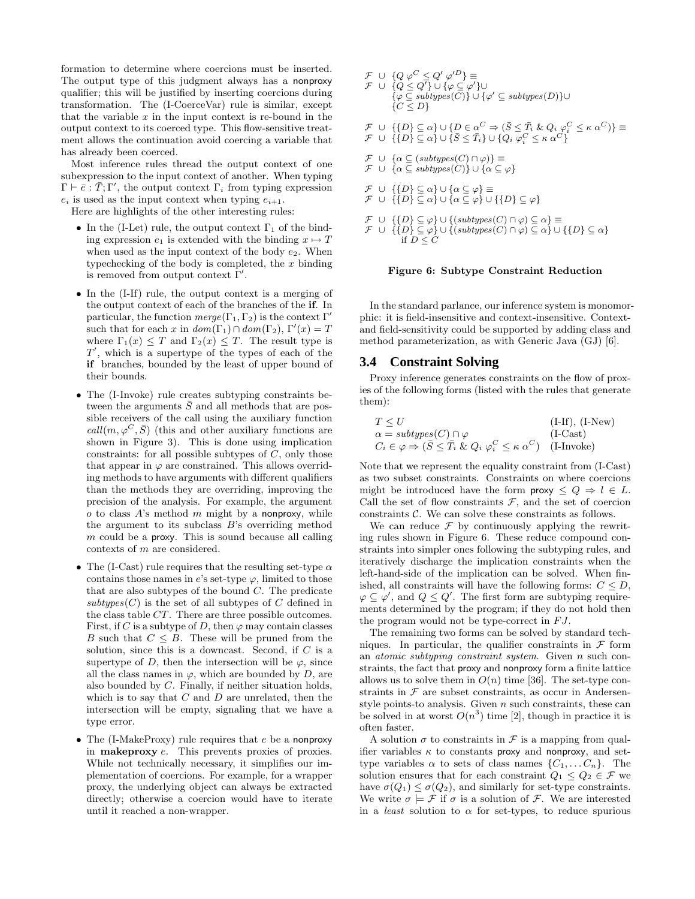formation to determine where coercions must be inserted. The output type of this judgment always has a nonproxy qualifier; this will be justified by inserting coercions during transformation. The (I-CoerceVar) rule is similar, except that the variable $x$ in the input context is re-bound in the output context to its coerced type. This flow-sensitive treatment allows the continuation avoid coercing a variable that has already been coerced.

Most inference rules thread the output context of one subexpression to the input context of another. When typing $\Gamma \vdash \bar{e} : \bar{T}; \Gamma'$, the output context $\Gamma_i$ from typing expression $e_i$ is used as the input context when typing $e_{i+1}$.

Here are highlights of the other interesting rules:

- In the (I-Let) rule, the output context $\Gamma_1$ of the binding expression $e_1$ is extended with the binding $x \mapsto T$ when used as the input context of the body $e_2$. When typechecking of the body is completed, the $x$ binding is removed from output context $\Gamma'$.
- In the (I-If) rule, the output context is a merging of the output context of each of the branches of the **if**. In particular, the function $merge(\Gamma_1, \Gamma_2)$ is the context $\Gamma'$ such that for each $x$ in $dom(\Gamma_1) \cap dom(\Gamma_2)$, $\Gamma'(x) = T$ where $\Gamma_1(x) \leq T$ and $\Gamma_2(x) \leq T$. The result type is $T'$, which is a supertype of the types of each of the **if** branches, bounded by the least of upper bound of their bounds.
- The (I-Invoke) rule creates subtyping constraints between the arguments $\bar{S}$ and all methods that are possible receivers of the call using the auxiliary function $call(m, \varphi^C, \bar{S})$ (this and other auxiliary functions are shown in Figure 3). This is done using implication constraints: for all possible subtypes of $C$, only those that appear in $\varphi$ are constrained. This allows overriding methods to have arguments with different qualifiers than the methods they are overriding, improving the precision of the analysis. For example, the argument $o$ to class $A$'s method $m$ might by a nonproxy, while the argument to its subclass $B$'s overriding method $m$ could be a proxy. This is sound because all calling contexts of $m$ are considered.
- The (I-Cast) rule requires that the resulting set-type $\alpha$ contains those names in $e$'s set-type $\varphi$, limited to those that are also subtypes of the bound $C$. The predicate $subtypes(C)$ is the set of all subtypes of $C$ defined in the class table $CT$. There are three possible outcomes. First, if $C$ is a subtype of $D$, then $\varphi$ may contain classes $B$ such that $C \leq B$. These will be pruned from the solution, since this is a downcast. Second, if $C$ is a supertype of $D$, then the intersection will be $\varphi$, since all the class names in $\varphi$, which are bounded by $D$, are also bounded by $C$. Finally, if neither situation holds, which is to say that $C$ and $D$ are unrelated, then the intersection will be empty, signaling that we have a type error.
- The (I-MakeProxy) rule requires that $e$ be a nonproxy in **makeproxy** $e$. This prevents proxies of proxies. While not technically necessary, it simplifies our implementation of coercions. For example, for a wrapper proxy, the underlying object can always be extracted directly; otherwise a coercion would have to iterate until it reached a non-wrapper.

$$
\begin{array}{l}
\mathcal{F} \ \cup \ \{Q\ \varphi^C \leq Q'\ \varphi'^D\} \equiv \\
\mathcal{F} \ \cup \ \{Q \leq Q'\} \cup \{\varphi \subseteq \varphi'\} \cup \\
\qquad \{\varphi \subseteq subtypes(C)\} \cup \{\varphi' \subseteq subtypes(D)\} \cup \\
\qquad \{C \leq D\} \\[1em]
\mathcal{F} \ \cup \ \{\{D\} \subseteq \alpha\} \cup \{D \in \alpha^C \Rightarrow (\bar{S} \leq \bar{T}_i \ \&\ Q_i\ \varphi_i^C \leq \kappa\ \alpha^C)\} \equiv \\
\mathcal{F} \ \cup \ \{\{D\} \subseteq \alpha\} \cup \{\bar{S} \leq \bar{T}_i\} \cup \{Q_i\ \varphi_i^C \leq \kappa\ \alpha^C\} \\[1em]
\mathcal{F} \ \cup \ \{\alpha \subseteq (subtypes(C) \cap \varphi)\} \equiv \\
\mathcal{F} \ \cup \ \{\alpha \subseteq subtypes(C)\} \cup \{\alpha \subseteq \varphi\} \\[1em]
\mathcal{F} \ \cup \ \{\{D\} \subseteq \alpha\} \cup \{\alpha \subseteq \varphi\} \equiv \\
\mathcal{F} \ \cup \ \{\{D\} \subseteq \alpha\} \cup \{\alpha \subseteq \varphi\} \cup \{\{D\} \subseteq \varphi\} \\[1em]
\mathcal{F} \ \cup \ \{\{D\} \subseteq \varphi\} \cup \{(subtypes(C) \cap \varphi) \subseteq \alpha\} \equiv \\
\mathcal{F} \ \cup \ \{\{D\} \subseteq \varphi\} \cup \{(subtypes(C) \cap \varphi) \subseteq \alpha\} \cup \{\{D\} \subseteq \alpha\} \\
\qquad \text{if } D \leq C
\end{array}
$$

**Figure 6: Subtype Constraint Reduction**

In the standard parlance, our inference system is monomorphic: it is field-insensitive and context-insensitive. Context- and field-sensitivity could be supported by adding class and method parameterization, as with Generic Java (GJ) [6].

## 3.4 Constraint Solving

Proxy inference generates constraints on the flow of proxies of the following forms (listed with the rules that generate them):

| | |
|---|---|
| $T \leq U$ | (I-If), (I-New) |
| $\alpha = subtypes(C) \cap \varphi$ | (I-Cast) |
| $C_i \in \varphi \Rightarrow (\bar{S} \leq \bar{T}_i \ \&\ Q_i\ \varphi_i^C \leq \kappa\ \alpha^C)$ | (I-Invoke) |

Note that we represent the equality constraint from (I-Cast) as two subset constraints. Constraints on where coercions might be introduced have the form proxy $\leq Q \Rightarrow l \in L$. Call the set of flow constraints $\mathcal{F}$, and the set of coercion constraints $\mathcal{C}$. We can solve these constraints as follows.

We can reduce $\mathcal{F}$ by continuously applying the rewriting rules shown in Figure 6. These reduce compound constraints into simpler ones following the subtyping rules, and iteratively discharge the implication constraints when the left-hand-side of the implication can be solved. When finished, all constraints will have the following forms: $C \leq D$, $\varphi \subseteq \varphi'$, and $Q \leq Q'$. The first form are subtyping requirements determined by the program; if they do not hold then the program would not be type-correct in $FJ$.

The remaining two forms can be solved by standard techniques. In particular, the qualifier constraints in $\mathcal{F}$ form an *atomic subtyping constraint system*. Given $n$ such constraints, the fact that proxy and nonproxy form a finite lattice allows us to solve them in $O(n)$ time [36]. The set-type constraints in $\mathcal{F}$ are subset constraints, as occur in Andersen-style points-to analysis. Given $n$ such constraints, these can be solved in at worst $O(n^3)$ time [2], though in practice it is often faster.

A solution $\sigma$ to constraints in $\mathcal{F}$ is a mapping from qualifier variables $\kappa$ to constants proxy and nonproxy, and set-type variables $\alpha$ to sets of class names $\{C_1, \dots C_n\}$. The solution ensures that for each constraint $Q_1 \leq Q_2 \in \mathcal{F}$ we have $\sigma(Q_1) \leq \sigma(Q_2)$, and similarly for set-type constraints. We write $\sigma \models \mathcal{F}$ if $\sigma$ is a solution of $\mathcal{F}$. We are interested in a *least* solution to $\alpha$ for set-types, to reduce spurious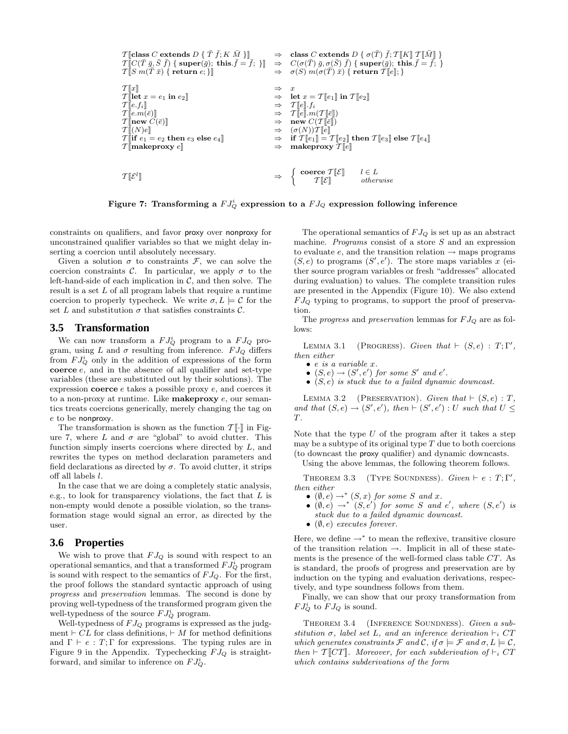$$
\begin{array}{lcl}
\mathcal{T}[\![\textbf{class } C \textbf{ extends } D \ \{ \ \bar{T} \ \bar{f}; K \ \bar{M} \ \}]\!] & \Rightarrow & \textbf{class } C \textbf{ extends } D \ \{ \ \sigma(\bar{T}) \ \bar{f}; \mathcal{T}[\![K]\!] \ \mathcal{T}[\![\bar{M}]\!] \ \} \\
\mathcal{T}[\![C(\bar{T} \ \bar{g}, \bar{S} \ \bar{f}) \ \{ \ \textbf{super}(\bar{g}); \ \textbf{this}.\bar{f} = \bar{f}; \ \}]\!] & \Rightarrow & C(\sigma(\bar{T}) \ \bar{g}, \sigma(\bar{S}) \ \bar{f}) \ \{ \ \textbf{super}(\bar{g}); \ \textbf{this}.\bar{f} = \bar{f}; \ \} \\
\mathcal{T}[\![S \ m(\bar{T} \ \bar{x}) \ \{ \ \textbf{return } e; \}]\!] & \Rightarrow & \sigma(S) \ m(\sigma(\bar{T}) \ \bar{x}) \ \{ \ \textbf{return } \mathcal{T}[\![e]\!]; \} \\
\\
\mathcal{T}[\![x]\!] & \Rightarrow & x \\
\mathcal{T}[\![\textbf{let } x = e_1 \textbf{ in } e_2]\!] & \Rightarrow & \textbf{let } x = \mathcal{T}[\![e_1]\!] \textbf{ in } \mathcal{T}[\![e_2]\!] \\
\mathcal{T}[\![e.f_i]\!] & \Rightarrow & \mathcal{T}[\![e]\!].f_i \\
\mathcal{T}[\![e.m(\bar{e})]\!] & \Rightarrow & \mathcal{T}[\![e]\!].m(\mathcal{T}[\![\bar{e}]\!]) \\
\mathcal{T}[\![\textbf{new } C(\bar{e})]\!] & \Rightarrow & \textbf{new } C(\mathcal{T}[\![\bar{e}]\!]) \\
\mathcal{T}[\![(N)e]\!] & \Rightarrow & (\sigma(N))\mathcal{T}[\![e]\!] \\
\mathcal{T}[\![\textbf{if } e_1 = e_2 \textbf{ then } e_3 \textbf{ else } e_4]\!] & \Rightarrow & \textbf{if } \mathcal{T}[\![e_1]\!] = \mathcal{T}[\![e_2]\!] \textbf{ then } \mathcal{T}[\![e_3]\!] \textbf{ else } \mathcal{T}[\![e_4]\!] \\
\mathcal{T}[\![\textbf{makeproxy } e]\!] & \Rightarrow & \textbf{makeproxy } \mathcal{T}[\![e]\!] \\
\\
\mathcal{T}[\![\mathcal{E}^l]\!] & \Rightarrow & \begin{cases} \textbf{coerce } \mathcal{T}[\![\mathcal{E}]\!] & l \in L \\ \quad \mathcal{T}[\![\mathcal{E}]\!] & \textit{otherwise} \end{cases}
\end{array}
$$

**Figure 7: Transforming a $FJ_Q^\imath$ expression to a $FJ_Q$ expression following inference**

constraints on qualifiers, and favor proxy over nonproxy for unconstrained qualifier variables so that we might delay inserting a coercion until absolutely necessary.

Given a solution $\sigma$ to constraints $\mathcal{F}$, we can solve the coercion constraints $\mathcal{C}$. In particular, we apply $\sigma$ to the left-hand-side of each implication in $\mathcal{C}$, and then solve. The result is a set $L$ of all program labels that require a runtime coercion to properly typecheck. We write $\sigma, L \models \mathcal{C}$ for the set $L$ and substitution $\sigma$ that satisfies constraints $\mathcal{C}$.

## 3.5 Transformation

We can now transform a $FJ_Q^\imath$ program to a $FJ_Q$ program, using $L$ and $\sigma$ resulting from inference. $FJ_Q$ differs from $FJ_Q^\imath$ only in the addition of expressions of the form **coerce** $e$, and in the absence of all qualifier and set-type variables (these are substituted out by their solutions). The expression **coerce** $e$ takes a possible proxy $e$, and coerces it to a non-proxy at runtime. Like **makeproxy** $e$, our semantics treats coercions generically, merely changing the tag on $e$ to be nonproxy.

The transformation is shown as the function $\mathcal{T}[\![\cdot]\!]$ in Figure 7, where $L$ and $\sigma$ are "global" to avoid clutter. This function simply inserts coercions where directed by $L$, and rewrites the types on method declaration parameters and field declarations as directed by $\sigma$. To avoid clutter, it strips off all labels $l$.

In the case that we are doing a completely static analysis, e.g., to look for transparency violations, the fact that $L$ is non-empty would denote a possible violation, so the transformation stage would signal an error, as directed by the user.

## 3.6 Properties

We wish to prove that $FJ_Q$ is sound with respect to an operational semantics, and that a transformed $FJ_Q^\imath$ program is sound with respect to the semantics of $FJ_Q$. For the first, the proof follows the standard syntactic approach of using *progress* and *preservation* lemmas. The second is done by proving well-typedness of the transformed program given the well-typedness of the source $FJ_Q^\imath$ program.

Well-typedness of $FJ_Q$ programs is expressed as the judgment $\vdash CL$ for class definitions, $\vdash M$ for method definitions and $\Gamma \vdash e : T; \Gamma$ for expressions. The typing rules are in Figure 9 in the Appendix. Typechecking $FJ_Q$ is straightforward, and similar to inference on $FJ_Q^\imath$.

The operational semantics of $FJ_Q$ is set up as an abstract machine. *Programs* consist of a store $S$ and an expression to evaluate $e$, and the transition relation $\rightarrow$ maps programs $(S, e)$ to programs $(S', e')$. The store maps variables $x$ (either source program variables or fresh "addresses" allocated during evaluation) to values. The complete transition rules are presented in the Appendix (Figure 10). We also extend $FJ_Q$ typing to programs, to support the proof of preservation.

The *progress* and *preservation* lemmas for $FJ_Q$ are as follows:

Lemma 3.1 (Progress). *Given that $\vdash (S, e) : T; \Gamma'$, then either*

- *$e$ is a variable $x$.*
- *$(S, e) \rightarrow (S', e')$ for some $S'$ and $e'$.*
- *$(S, e)$ is stuck due to a failed dynamic downcast.*

Lemma 3.2 (Preservation). *Given that $\vdash (S, e) : T$, and that $(S, e) \rightarrow (S', e')$, then $\vdash (S', e') : U$ such that $U \leq T$.*

Note that the type $U$ of the program after it takes a step may be a subtype of its original type $T$ due to both coercions (to downcast the proxy qualifier) and dynamic downcasts.

Using the above lemmas, the following theorem follows.

Theorem 3.3 (Type Soundness). *Given $\vdash e : T; \Gamma'$, then either*

- *$(\emptyset, e) \rightarrow^* (S, x)$ for some $S$ and $x$.*
- *$(\emptyset, e) \rightarrow^* (S, e')$ for some $S$ and $e'$, where $(S, e')$ is stuck due to a failed dynamic downcast.*
- *$(\emptyset, e)$ executes forever.*

Here, we define $\rightarrow^*$ to mean the reflexive, transitive closure of the transition relation $\rightarrow$. Implicit in all of these statements is the presence of the well-formed class table $CT$. As is standard, the proofs of progress and preservation are by induction on the typing and evaluation derivations, respectively, and type soundness follows from them.

Finally, we can show that our proxy transformation from $FJ_Q^\imath$ to $FJ_Q$ is sound.

Theorem 3.4 (Inference Soundness). *Given a substitution $\sigma$, label set $L$, and an inference derivation $\vdash_i CT$ which generates constraints $\mathcal{F}$ and $\mathcal{C}$, if $\sigma \models \mathcal{F}$ and $\sigma, L \models \mathcal{C}$, then $\vdash \mathcal{T}[\![CT]\!]$. Moreover, for each subderivation of $\vdash_i CT$ which contains subderivations of the form*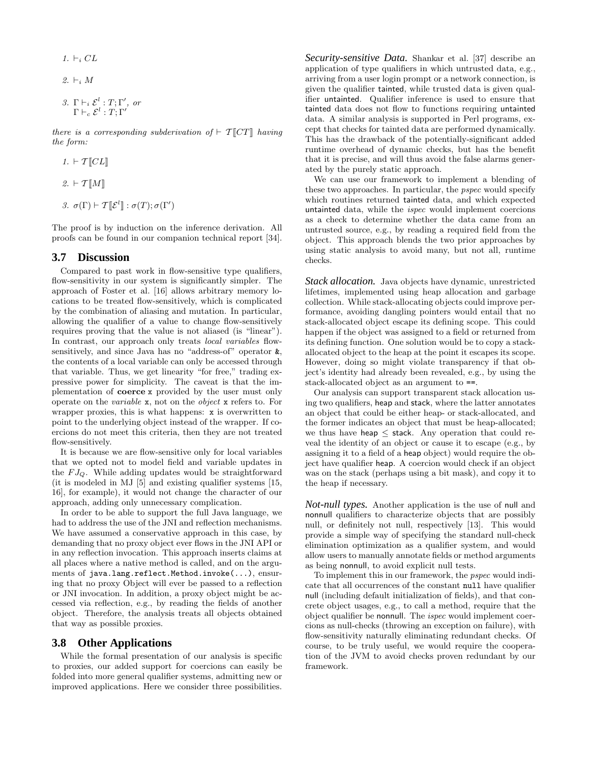1. $\vdash_i CL$

2. $\vdash_i M$

3. $\Gamma \vdash_i \mathcal{E}^l : T; \Gamma'$, *or* $\Gamma \vdash_c \mathcal{E}^l : T; \Gamma'$

*there is a corresponding subderivation of* $\vdash \mathcal{T}[\![CT]\!]$ *having the form:*

1. $\vdash \mathcal{T}[\![CL]\!]$

2. $\vdash \mathcal{T}[\![M]\!]$

3. $\sigma(\Gamma) \vdash \mathcal{T}[\![\mathcal{E}^l]\!] : \sigma(T); \sigma(\Gamma')$

The proof is by induction on the inference derivation. All proofs can be found in our companion technical report [34].

### 3.7 Discussion

Compared to past work in flow-sensitive type qualifiers, flow-sensitivity in our system is significantly simpler. The approach of Foster et al. [16] allows arbitrary memory locations to be treated flow-sensitively, which is complicated by the combination of aliasing and mutation. In particular, allowing the qualifier of a value to change flow-sensitively requires proving that the value is not aliased (is "linear"). In contrast, our approach only treats *local variables* flow-sensitively, and since Java has no "address-of" operator `&`, the contents of a local variable can only be accessed through that variable. Thus, we get linearity "for free," trading expressive power for simplicity. The caveat is that the implementation of **coerce** `x` provided by the user must only operate on the *variable* `x`, not on the *object* `x` refers to. For wrapper proxies, this is what happens: `x` is overwritten to point to the underlying object instead of the wrapper. If coercions do not meet this criteria, then they are not treated flow-sensitively.

It is because we are flow-sensitive only for local variables that we opted not to model field and variable updates in the $FJ_Q$. While adding updates would be straightforward (it is modeled in MJ [5] and existing qualifier systems [15, 16], for example), it would not change the character of our approach, adding only unnecessary complication.

In order to be able to support the full Java language, we had to address the use of the JNI and reflection mechanisms. We have assumed a conservative approach in this case, by demanding that no proxy object ever flows in the JNI API or in any reflection invocation. This approach inserts claims at all places where a native method is called, and on the arguments of `java.lang.reflect.Method.invoke(...)`, ensuring that no proxy Object will ever be passed to a reflection or JNI invocation. In addition, a proxy object might be accessed via reflection, e.g., by reading the fields of another object. Therefore, the analysis treats all objects obtained that way as possible proxies.

### 3.8 Other Applications

While the formal presentation of our analysis is specific to proxies, our added support for coercions can easily be folded into more general qualifier systems, admitting new or improved applications. Here we consider three possibilities.

***Security-sensitive Data.*** Shankar et al. [37] describe an application of type qualifiers in which untrusted data, e.g., arriving from a user login prompt or a network connection, is given the qualifier tainted, while trusted data is given qualifier untainted. Qualifier inference is used to ensure that tainted data does not flow to functions requiring untainted data. A similar analysis is supported in Perl programs, except that checks for tainted data are performed dynamically. This has the drawback of the potentially-significant added runtime overhead of dynamic checks, but has the benefit that it is precise, and will thus avoid the false alarms generated by the purely static approach.

We can use our framework to implement a blending of these two approaches. In particular, the *pspec* would specify which routines returned tainted data, and which expected untainted data, while the *ispec* would implement coercions as a check to determine whether the data came from an untrusted source, e.g., by reading a required field from the object. This approach blends the two prior approaches by using static analysis to avoid many, but not all, runtime checks.

***Stack allocation.*** Java objects have dynamic, unrestricted lifetimes, implemented using heap allocation and garbage collection. While stack-allocating objects could improve performance, avoiding dangling pointers would entail that no stack-allocated object escape its defining scope. This could happen if the object was assigned to a field or returned from its defining function. One solution would be to copy a stack-allocated object to the heap at the point it escapes its scope. However, doing so might violate transparency if that object's identity had already been revealed, e.g., by using the stack-allocated object as an argument to `==`.

Our analysis can support transparent stack allocation using two qualifiers, heap and stack, where the latter annotates an object that could be either heap- or stack-allocated, and the former indicates an object that must be heap-allocated; we thus have heap $\leq$ stack. Any operation that could reveal the identity of an object or cause it to escape (e.g., by assigning it to a field of a heap object) would require the object have qualifier heap. A coercion would check if an object was on the stack (perhaps using a bit mask), and copy it to the heap if necessary.

***Not-null types.*** Another application is the use of null and nonnull qualifiers to characterize objects that are possibly null, or definitely not null, respectively [13]. This would provide a simple way of specifying the standard null-check elimination optimization as a qualifier system, and would allow users to manually annotate fields or method arguments as being nonnull, to avoid explicit null tests.

To implement this in our framework, the *pspec* would indicate that all occurrences of the constant `null` have qualifier null (including default initialization of fields), and that concrete object usages, e.g., to call a method, require that the object qualifier be nonnull. The *ispec* would implement coercions as null-checks (throwing an exception on failure), with flow-sensitivity naturally eliminating redundant checks. Of course, to be truly useful, we would require the cooperation of the JVM to avoid checks proven redundant by our framework.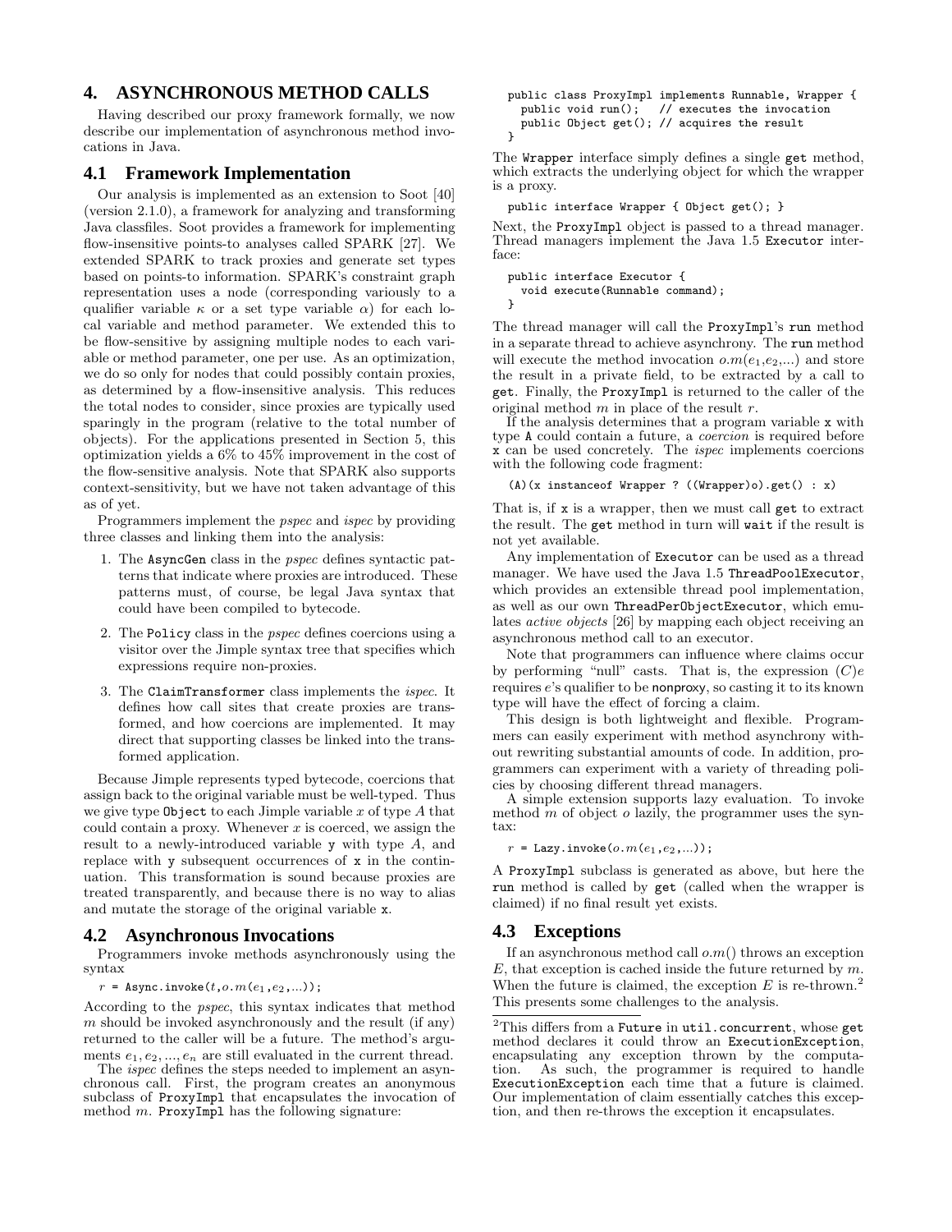## 4. ASYNCHRONOUS METHOD CALLS

Having described our proxy framework formally, we now describe our implementation of asynchronous method invocations in Java.

### 4.1 Framework Implementation

Our analysis is implemented as an extension to Soot [40] (version 2.1.0), a framework for analyzing and transforming Java classfiles. Soot provides a framework for implementing flow-insensitive points-to analyses called SPARK [27]. We extended SPARK to track proxies and generate set types based on points-to information. SPARK's constraint graph representation uses a node (corresponding variously to a qualifier variable $\kappa$ or a set type variable $\alpha$) for each local variable and method parameter. We extended this to be flow-sensitive by assigning multiple nodes to each variable or method parameter, one per use. As an optimization, we do so only for nodes that could possibly contain proxies, as determined by a flow-insensitive analysis. This reduces the total nodes to consider, since proxies are typically used sparingly in the program (relative to the total number of objects). For the applications presented in Section 5, this optimization yields a 6% to 45% improvement in the cost of the flow-sensitive analysis. Note that SPARK also supports context-sensitivity, but we have not taken advantage of this as of yet.

Programmers implement the *pspec* and *ispec* by providing three classes and linking them into the analysis:

1. The `AsyncGen` class in the *pspec* defines syntactic patterns that indicate where proxies are introduced. These patterns must, of course, be legal Java syntax that could have been compiled to bytecode.

2. The `Policy` class in the *pspec* defines coercions using a visitor over the Jimple syntax tree that specifies which expressions require non-proxies.

3. The `ClaimTransformer` class implements the *ispec*. It defines how call sites that create proxies are transformed, and how coercions are implemented. It may direct that supporting classes be linked into the transformed application.

Because Jimple represents typed bytecode, coercions that assign back to the original variable must be well-typed. Thus we give type `Object` to each Jimple variable $x$ of type $A$ that could contain a proxy. Whenever $x$ is coerced, we assign the result to a newly-introduced variable `y` with type $A$, and replace with `y` subsequent occurrences of `x` in the continuation. This transformation is sound because proxies are treated transparently, and because there is no way to alias and mutate the storage of the original variable `x`.

### 4.2 Asynchronous Invocations

Programmers invoke methods asynchronously using the syntax

$r$ = `Async.invoke(`$t, o.m(e_1, e_2, ...)$`);`

According to the *pspec*, this syntax indicates that method $m$ should be invoked asynchronously and the result (if any) returned to the caller will be a future. The method's arguments $e_1, e_2, ..., e_n$ are still evaluated in the current thread.

The *ispec* defines the steps needed to implement an asynchronous call. First, the program creates an anonymous subclass of `ProxyImpl` that encapsulates the invocation of method $m$. `ProxyImpl` has the following signature:

```
public class ProxyImpl implements Runnable, Wrapper {
  public void run();   // executes the invocation
  public Object get(); // acquires the result
}
```

The `Wrapper` interface simply defines a single `get` method, which extracts the underlying object for which the wrapper is a proxy.

```
public interface Wrapper { Object get(); }
```

Next, the `ProxyImpl` object is passed to a thread manager. Thread managers implement the Java 1.5 `Executor` interface:

```
public interface Executor {
  void execute(Runnable command);
}
```

The thread manager will call the `ProxyImpl`'s `run` method in a separate thread to achieve asynchrony. The `run` method will execute the method invocation $o.m(e_1,e_2,...)$ and store the result in a private field, to be extracted by a call to `get`. Finally, the `ProxyImpl` is returned to the caller of the original method $m$ in place of the result $r$.

If the analysis determines that a program variable `x` with type `A` could contain a future, a *coercion* is required before `x` can be used concretely. The *ispec* implements coercions with the following code fragment:

```
(A)(x instanceof Wrapper ? ((Wrapper)o).get() : x)
```

That is, if `x` is a wrapper, then we must call `get` to extract the result. The `get` method in turn will `wait` if the result is not yet available.

Any implementation of `Executor` can be used as a thread manager. We have used the Java 1.5 `ThreadPoolExecutor`, which provides an extensible thread pool implementation, as well as our own `ThreadPerObjectExecutor`, which emulates *active objects* [26] by mapping each object receiving an asynchronous method call to an executor.

Note that programmers can influence where claims occur by performing "null" casts. That is, the expression $(C)e$ requires $e$'s qualifier to be nonproxy, so casting it to its known type will have the effect of forcing a claim.

This design is both lightweight and flexible. Programmers can easily experiment with method asynchrony without rewriting substantial amounts of code. In addition, programmers can experiment with a variety of threading policies by choosing different thread managers.

A simple extension supports lazy evaluation. To invoke method $m$ of object $o$ lazily, the programmer uses the syntax:

$r$ = `Lazy.invoke(`$o.m(e_1, e_2, ...)$`);`

A `ProxyImpl` subclass is generated as above, but here the `run` method is called by `get` (called when the wrapper is claimed) if no final result yet exists.

### 4.3 Exceptions

If an asynchronous method call $o.m()$ throws an exception $E$, that exception is cached inside the future returned by $m$. When the future is claimed, the exception $E$ is re-thrown.[2] This presents some challenges to the analysis.

[2] This differs from a `Future` in `util.concurrent`, whose `get` method declares it could throw an `ExecutionException`, encapsulating any exception thrown by the computation. As such, the programmer is required to handle `ExecutionException` each time that a future is claimed. Our implementation of claim essentially catches this exception, and then re-throws the exception it encapsulates.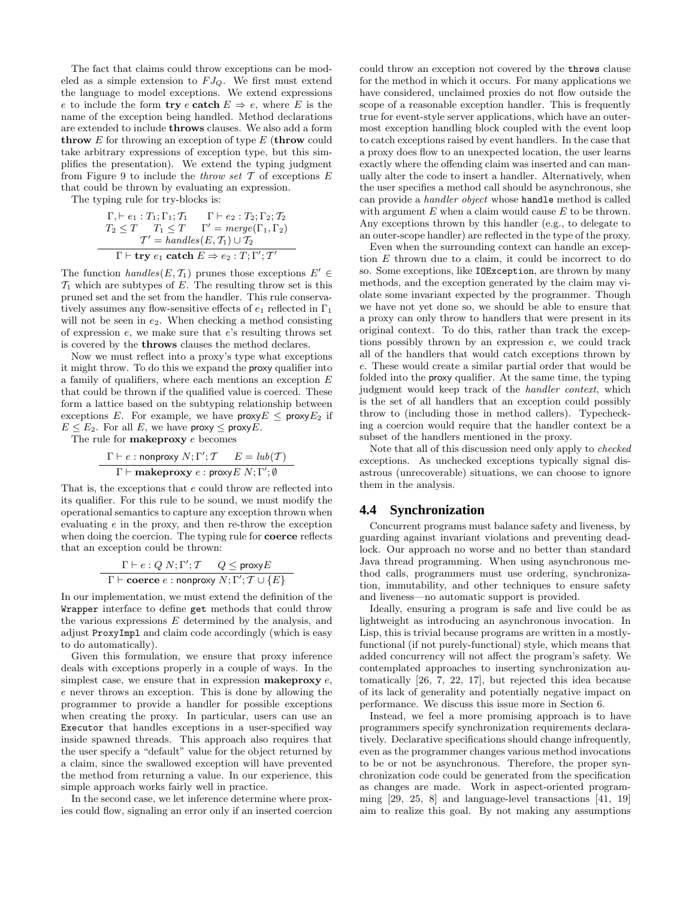The fact that claims could throw exceptions can be modeled as a simple extension to $FJ_Q$. We first must extend the language to model exceptions. We extend expressions $e$ to include the form **try** $e$ **catch** $E \Rightarrow e$, where $E$ is the name of the exception being handled. Method declarations are extended to include **throws** clauses. We also add a form **throw** $E$ for throwing an exception of type $E$ (**throw** could take arbitrary expressions of exception type, but this simplifies the presentation). We extend the typing judgment from Figure 9 to include the *throw set* $\mathcal{T}$ of exceptions $E$ that could be thrown by evaluating an expression.

The typing rule for try-blocks is:

$$\frac{\begin{array}{cc} \Gamma, \vdash e_1 : T_1; \Gamma_1; \mathcal{T}_1 & \Gamma \vdash e_2 : T_2; \Gamma_2; \mathcal{T}_2 \\ T_2 \leq T \quad T_1 \leq T & \Gamma' = merge(\Gamma_1, \Gamma_2) \\ \multicolumn{2}{c}{\mathcal{T}' = handles(E, \mathcal{T}_1) \cup \mathcal{T}_2} \end{array}}{\Gamma \vdash \textbf{try } e_1 \textbf{ catch } E \Rightarrow e_2 : T; \Gamma'; \mathcal{T}'}$$

The function $handles(E, \mathcal{T}_1)$ prunes those exceptions $E' \in \mathcal{T}_1$ which are subtypes of $E$. The resulting throw set is this pruned set and the set from the handler. This rule conservatively assumes any flow-sensitive effects of $e_1$ reflected in $\Gamma_1$ will not be seen in $e_2$. When checking a method consisting of expression $e$, we make sure that $e$'s resulting throws set is covered by the **throws** clauses the method declares.

Now we must reflect into a proxy's type what exceptions it might throw. To do this we expand the proxy qualifier into a family of qualifiers, where each mentions an exception $E$ that could be thrown if the qualified value is coerced. These form a lattice based on the subtyping relationship between exceptions $E$. For example, we have $\mathsf{proxy}E \leq \mathsf{proxy}E_2$ if $E \leq E_2$. For all $E$, we have $\mathsf{proxy} \leq \mathsf{proxy}E$.

The rule for **makeproxy** $e$ becomes

$$\frac{\Gamma \vdash e : \mathsf{nonproxy}\ N; \Gamma'; \mathcal{T} \qquad E = lub(\mathcal{T})}{\Gamma \vdash \textbf{makeproxy } e : \mathsf{proxy}E\ N; \Gamma'; \emptyset}$$

That is, the exceptions that $e$ could throw are reflected into its qualifier. For this rule to be sound, we must modify the operational semantics to capture any exception thrown when evaluating $e$ in the proxy, and then re-throw the exception when doing the coercion. The typing rule for **coerce** reflects that an exception could be thrown:

$$\frac{\Gamma \vdash e : Q\ N; \Gamma'; \mathcal{T} \qquad Q \leq \mathsf{proxy}E}{\Gamma \vdash \textbf{coerce } e : \mathsf{nonproxy}\ N; \Gamma'; \mathcal{T} \cup \{E\}}$$

In our implementation, we must extend the definition of the `Wrapper` interface to define `get` methods that could throw the various expressions $E$ determined by the analysis, and adjust `ProxyImpl` and claim code accordingly (which is easy to do automatically).

Given this formulation, we ensure that proxy inference deals with exceptions properly in a couple of ways. In the simplest case, we ensure that in expression **makeproxy** $e$, $e$ never throws an exception. This is done by allowing the programmer to provide a handler for possible exceptions when creating the proxy. In particular, users can use an `Executor` that handles exceptions in a user-specified way inside spawned threads. This approach also requires that the user specify a "default" value for the object returned by a claim, since the swallowed exception will have prevented the method from returning a value. In our experience, this simple approach works fairly well in practice.

In the second case, we let inference determine where proxies could flow, signaling an error only if an inserted coercion could throw an exception not covered by the `throws` clause for the method in which it occurs. For many applications we have considered, unclaimed proxies do not flow outside the scope of a reasonable exception handler. This is frequently true for event-style server applications, which have an outermost exception handling block coupled with the event loop to catch exceptions raised by event handlers. In the case that a proxy does flow to an unexpected location, the user learns exactly where the offending claim was inserted and can manually alter the code to insert a handler. Alternatively, when the user specifies a method call should be asynchronous, she can provide a *handler object* whose `handle` method is called with argument $E$ when a claim would cause $E$ to be thrown. Any exceptions thrown by this handler (e.g., to delegate to an outer-scope handler) are reflected in the type of the proxy.

Even when the surrounding context can handle an exception $E$ thrown due to a claim, it could be incorrect to do so. Some exceptions, like `IOException`, are thrown by many methods, and the exception generated by the claim may violate some invariant expected by the programmer. Though we have not yet done so, we should be able to ensure that a proxy can only throw to handlers that were present in its original context. To do this, rather than track the exceptions possibly thrown by an expression $e$, we could track all of the handlers that would catch exceptions thrown by $e$. These would create a similar partial order that would be folded into the proxy qualifier. At the same time, the typing judgment would keep track of the *handler context*, which is the set of all handlers that an exception could possibly throw to (including those in method callers). Typechecking a coercion would require that the handler context be a subset of the handlers mentioned in the proxy.

Note that all of this discussion need only apply to *checked* exceptions. As unchecked exceptions typically signal disastrous (unrecoverable) situations, we can choose to ignore them in the analysis.

## 4.4 Synchronization

Concurrent programs must balance safety and liveness, by guarding against invariant violations and preventing deadlock. Our approach no worse and no better than standard Java thread programming. When using asynchronous method calls, programmers must use ordering, synchronization, immutability, and other techniques to ensure safety and liveness—no automatic support is provided.

Ideally, ensuring a program is safe and live could be as lightweight as introducing an asynchronous invocation. In Lisp, this is trivial because programs are written in a mostly-functional (if not purely-functional) style, which means that added concurrency will not affect the program's safety. We contemplated approaches to inserting synchronization automatically [26, 7, 22, 17], but rejected this idea because of its lack of generality and potentially negative impact on performance. We discuss this issue more in Section 6.

Instead, we feel a more promising approach is to have programmers specify synchronization requirements declaratively. Declarative specifications should change infrequently, even as the programmer changes various method invocations to be or not be asynchronous. Therefore, the proper synchronization code could be generated from the specification as changes are made. Work in aspect-oriented programming [29, 25, 8] and language-level transactions [41, 19] aim to realize this goal. By not making any assumptions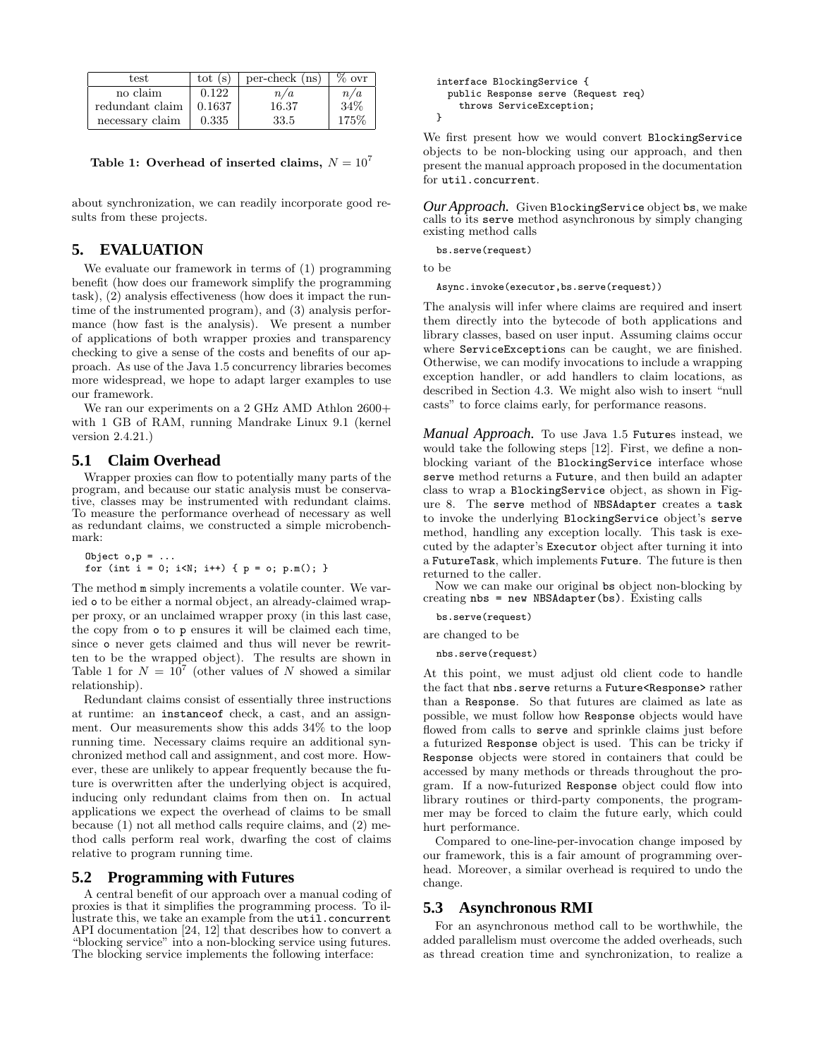| test | tot (s) | per-check (ns) | % ovr |
| --- | --- | --- | --- |
| no claim | 0.122 | $n/a$ | $n/a$ |
| redundant claim | 0.1637 | 16.37 | 34% |
| necessary claim | 0.335 | 33.5 | 175% |

**Table 1: Overhead of inserted claims, $N = 10^7$**

about synchronization, we can readily incorporate good results from these projects.

## 5. EVALUATION

We evaluate our framework in terms of (1) programming benefit (how does our framework simplify the programming task), (2) analysis effectiveness (how does it impact the runtime of the instrumented program), and (3) analysis performance (how fast is the analysis). We present a number of applications of both wrapper proxies and transparency checking to give a sense of the costs and benefits of our approach. As use of the Java 1.5 concurrency libraries becomes more widespread, we hope to adapt larger examples to use our framework.

We ran our experiments on a 2 GHz AMD Athlon 2600+ with 1 GB of RAM, running Mandrake Linux 9.1 (kernel version 2.4.21.)

### 5.1 Claim Overhead

Wrapper proxies can flow to potentially many parts of the program, and because our static analysis must be conservative, classes may be instrumented with redundant claims. To measure the performance overhead of necessary as well as redundant claims, we constructed a simple microbenchmark:

```
Object o,p = ...
for (int i = 0; i<N; i++) { p = o; p.m(); }
```

The method `m` simply increments a volatile counter. We varied `o` to be either a normal object, an already-claimed wrapper proxy, or an unclaimed wrapper proxy (in this last case, the copy from `o` to `p` ensures it will be claimed each time, since `o` never gets claimed and thus will never be rewritten to be the wrapped object). The results are shown in Table 1 for $N = 10^7$ (other values of $N$ showed a similar relationship).

Redundant claims consist of essentially three instructions at runtime: an `instanceof` check, a cast, and an assignment. Our measurements show this adds 34% to the loop running time. Necessary claims require an additional synchronized method call and assignment, and cost more. However, these are unlikely to appear frequently because the future is overwritten after the underlying object is acquired, inducing only redundant claims from then on. In actual applications we expect the overhead of claims to be small because (1) not all method calls require claims, and (2) method calls perform real work, dwarfing the cost of claims relative to program running time.

### 5.2 Programming with Futures

A central benefit of our approach over a manual coding of proxies is that it simplifies the programming process. To illustrate this, we take an example from the `util.concurrent` API documentation [24, 12] that describes how to convert a "blocking service" into a non-blocking service using futures. The blocking service implements the following interface:

```
interface BlockingService {
  public Response serve (Request req)
    throws ServiceException;
}
```

We first present how we would convert `BlockingService` objects to be non-blocking using our approach, and then present the manual approach proposed in the documentation for `util.concurrent`.

***Our Approach.*** Given `BlockingService` object `bs`, we make calls to its `serve` method asynchronous by simply changing existing method calls

```
bs.serve(request)
```

to be

```
Async.invoke(executor,bs.serve(request))
```

The analysis will infer where claims are required and insert them directly into the bytecode of both applications and library classes, based on user input. Assuming claims occur where `ServiceException`s can be caught, we are finished. Otherwise, we can modify invocations to include a wrapping exception handler, or add handlers to claim locations, as described in Section 4.3. We might also wish to insert "null casts" to force claims early, for performance reasons.

***Manual Approach.*** To use Java 1.5 `Future`s instead, we would take the following steps [12]. First, we define a non-blocking variant of the `BlockingService` interface whose `serve` method returns a `Future`, and then build an adapter class to wrap a `BlockingService` object, as shown in Figure 8. The `serve` method of `NBSAdapter` creates a `task` to invoke the underlying `BlockingService` object's `serve` method, handling any exception locally. This task is executed by the adapter's `Executor` object after turning it into a `FutureTask`, which implements `Future`. The future is then returned to the caller.

Now we can make our original `bs` object non-blocking by creating `nbs = new NBSAdapter(bs)`. Existing calls

```
bs.serve(request)
```

are changed to be

```
nbs.serve(request)
```

At this point, we must adjust old client code to handle the fact that `nbs.serve` returns a `Future<Response>` rather than a `Response`. So that futures are claimed as late as possible, we must follow how `Response` objects would have flowed from calls to `serve` and sprinkle claims just before a futurized `Response` object is used. This can be tricky if `Response` objects were stored in containers that could be accessed by many methods or threads throughout the program. If a now-futurized `Response` object could flow into library routines or third-party components, the programmer may be forced to claim the future early, which could hurt performance.

Compared to one-line-per-invocation change imposed by our framework, this is a fair amount of programming overhead. Moreover, a similar overhead is required to undo the change.

### 5.3 Asynchronous RMI

For an asynchronous method call to be worthwhile, the added parallelism must overcome the added overheads, such as thread creation time and synchronization, to realize a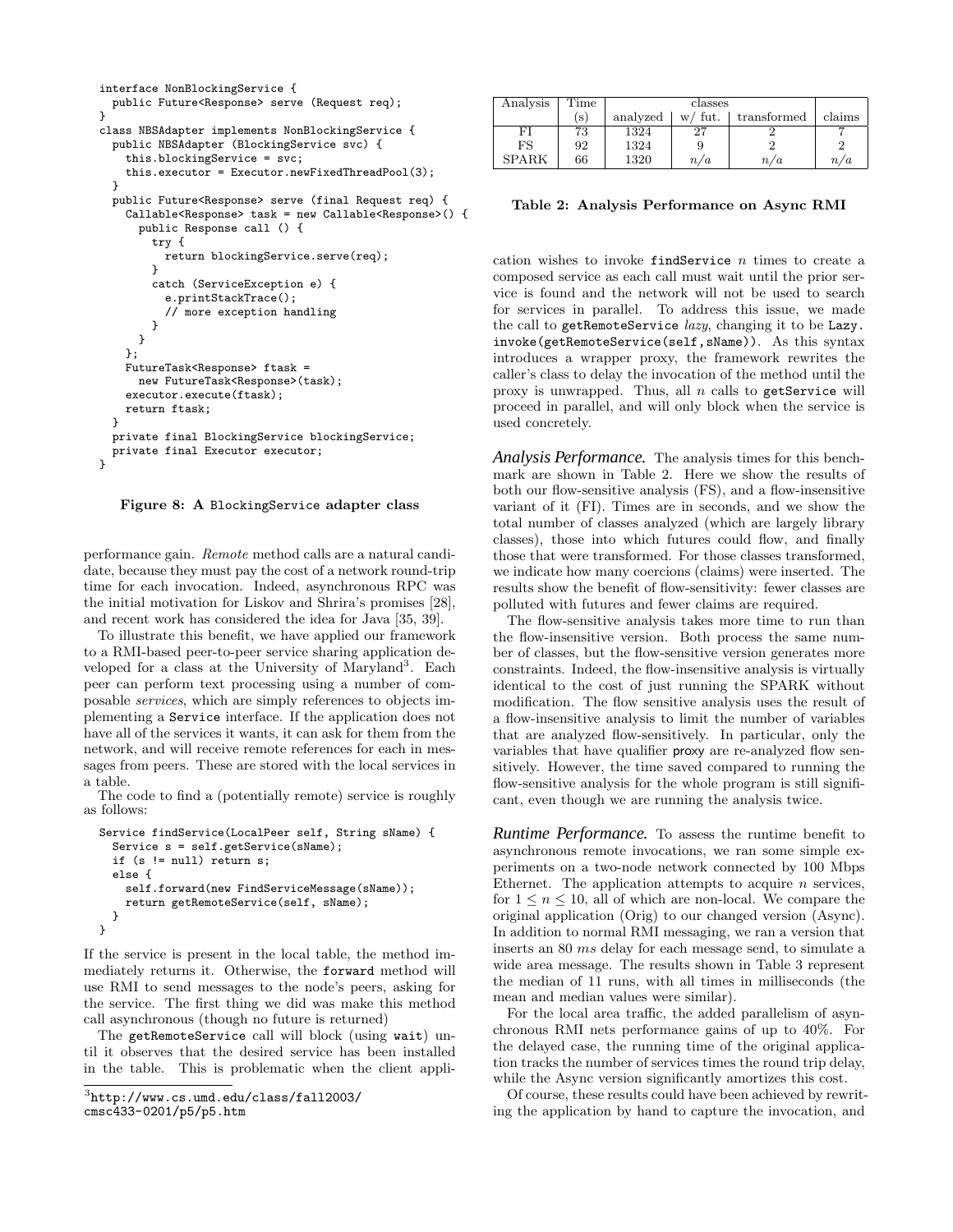```
interface NonBlockingService {
  public Future<Response> serve (Request req);
}
class NBSAdapter implements NonBlockingService {
  public NBSAdapter (BlockingService svc) {
    this.blockingService = svc;
    this.executor = Executor.newFixedThreadPool(3);
  }
  public Future<Response> serve (final Request req) {
    Callable<Response> task = new Callable<Response>() {
      public Response call () {
        try {
          return blockingService.serve(req);
        }
        catch (ServiceException e) {
          e.printStackTrace();
          // more exception handling
        }
      }
    };
    FutureTask<Response> ftask =
      new FutureTask<Response>(task);
    executor.execute(ftask);
    return ftask;
  }
  private final BlockingService blockingService;
  private final Executor executor;
}
```

**Figure 8: A `BlockingService` adapter class**

performance gain. *Remote* method calls are a natural candidate, because they must pay the cost of a network round-trip time for each invocation. Indeed, asynchronous RPC was the initial motivation for Liskov and Shrira's promises [28], and recent work has considered the idea for Java [35, 39].

To illustrate this benefit, we have applied our framework to a RMI-based peer-to-peer service sharing application developed for a class at the University of Maryland[3]. Each peer can perform text processing using a number of composable *services*, which are simply references to objects implementing a `Service` interface. If the application does not have all of the services it wants, it can ask for them from the network, and will receive remote references for each in messages from peers. These are stored with the local services in a table.

The code to find a (potentially remote) service is roughly as follows:

```
Service findService(LocalPeer self, String sName) {
  Service s = self.getService(sName);
  if (s != null) return s;
  else {
    self.forward(new FindServiceMessage(sName));
    return getRemoteService(self, sName);
  }
}
```

If the service is present in the local table, the method immediately returns it. Otherwise, the `forward` method will use RMI to send messages to the node's peers, asking for the service. The first thing we did was make this method call asynchronous (though no future is returned)

The `getRemoteService` call will block (using `wait`) until it observes that the desired service has been installed in the table. This is problematic when the client application wishes to invoke `findService` $n$ times to create a composed service as each call must wait until the prior service is found and the network will not be used to search for services in parallel. To address this issue, we made the call to `getRemoteService` *lazy*, changing it to be `Lazy.invoke(getRemoteService(self,sName))`. As this syntax introduces a wrapper proxy, the framework rewrites the caller's class to delay the invocation of the method until the proxy is unwrapped. Thus, all $n$ calls to `getService` will proceed in parallel, and will only block when the service is used concretely.

[3] http://www.cs.umd.edu/class/fall2003/cmsc433-0201/p5/p5.htm

| Analysis | Time (s) | classes analyzed | w/ fut. | transformed | claims |
|---|---|---|---|---|---|
| FI | 73 | 1324 | 27 | 2 | 7 |
| FS | 92 | 1324 | 9 | 2 | 2 |
| SPARK | 66 | 1320 | $n/a$ | $n/a$ | $n/a$ |

**Table 2: Analysis Performance on Async RMI**

***Analysis Performance.*** The analysis times for this benchmark are shown in Table 2. Here we show the results of both our flow-sensitive analysis (FS), and a flow-insensitive variant of it (FI). Times are in seconds, and we show the total number of classes analyzed (which are largely library classes), those into which futures could flow, and finally those that were transformed. For those classes transformed, we indicate how many coercions (claims) were inserted. The results show the benefit of flow-sensitivity: fewer classes are polluted with futures and fewer claims are required.

The flow-sensitive analysis takes more time to run than the flow-insensitive version. Both process the same number of classes, but the flow-sensitive version generates more constraints. Indeed, the flow-insensitive analysis is virtually identical to the cost of just running the SPARK without modification. The flow sensitive analysis uses the result of a flow-insensitive analysis to limit the number of variables that are analyzed flow-sensitively. In particular, only the variables that have qualifier proxy are re-analyzed flow sensitively. However, the time saved compared to running the flow-sensitive analysis for the whole program is still significant, even though we are running the analysis twice.

***Runtime Performance.*** To assess the runtime benefit to asynchronous remote invocations, we ran some simple experiments on a two-node network connected by 100 Mbps Ethernet. The application attempts to acquire $n$ services, for $1 \leq n \leq 10$, all of which are non-local. We compare the original application (Orig) to our changed version (Async). In addition to normal RMI messaging, we ran a version that inserts an 80 $ms$ delay for each message send, to simulate a wide area message. The results shown in Table 3 represent the median of 11 runs, with all times in milliseconds (the mean and median values were similar).

For the local area traffic, the added parallelism of asynchronous RMI nets performance gains of up to 40%. For the delayed case, the running time of the original application tracks the number of services times the round trip delay, while the Async version significantly amortizes this cost.

Of course, these results could have been achieved by rewriting the application by hand to capture the invocation, and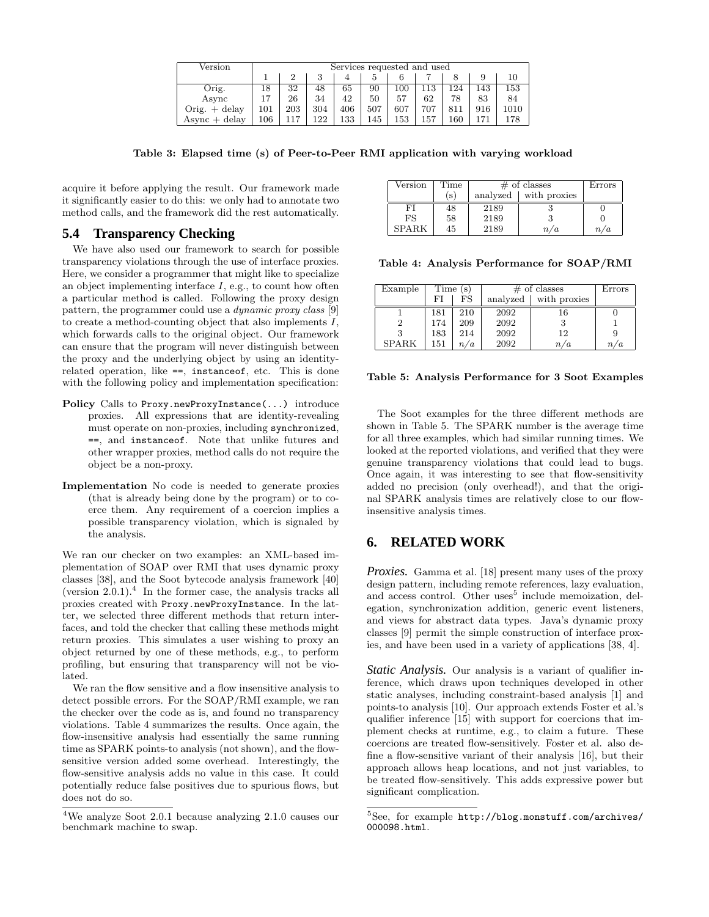| Version | Services requested and used | | | | | | | | | |
|---|---|---|---|---|---|---|---|---|---|---|
| | 1 | 2 | 3 | 4 | 5 | 6 | 7 | 8 | 9 | 10 |
| Orig. | 18 | 32 | 48 | 65 | 90 | 100 | 113 | 124 | 143 | 153 |
| Async | 17 | 26 | 34 | 42 | 50 | 57 | 62 | 78 | 83 | 84 |
| Orig. + delay | 101 | 203 | 304 | 406 | 507 | 607 | 707 | 811 | 916 | 1010 |
| Async + delay | 106 | 117 | 122 | 133 | 145 | 153 | 157 | 160 | 171 | 178 |

**Table 3: Elapsed time (s) of Peer-to-Peer RMI application with varying workload**

acquire it before applying the result. Our framework made it significantly easier to do this: we only had to annotate two method calls, and the framework did the rest automatically.

## 5.4 Transparency Checking

We have also used our framework to search for possible transparency violations through the use of interface proxies. Here, we consider a programmer that might like to specialize an object implementing interface $I$, e.g., to count how often a particular method is called. Following the proxy design pattern, the programmer could use a *dynamic proxy class* [9] to create a method-counting object that also implements $I$, which forwards calls to the original object. Our framework can ensure that the program will never distinguish between the proxy and the underlying object by using an identity-related operation, like `==`, `instanceof`, etc. This is done with the following policy and implementation specification:

**Policy** Calls to `Proxy.newProxyInstance(...)` introduce proxies. All expressions that are identity-revealing must operate on non-proxies, including `synchronized`, `==`, and `instanceof`. Note that unlike futures and other wrapper proxies, method calls do not require the object be a non-proxy.

**Implementation** No code is needed to generate proxies (that is already being done by the program) or to coerce them. Any requirement of a coercion implies a possible transparency violation, which is signaled by the analysis.

We ran our checker on two examples: an XML-based implementation of SOAP over RMI that uses dynamic proxy classes [38], and the Soot bytecode analysis framework [40] (version 2.0.1).[4] In the former case, the analysis tracks all proxies created with `Proxy.newProxyInstance`. In the latter, we selected three different methods that return interfaces, and told the checker that calling these methods might return proxies. This simulates a user wishing to proxy an object returned by one of these methods, e.g., to perform profiling, but ensuring that transparency will not be violated.

We ran the flow sensitive and a flow insensitive analysis to detect possible errors. For the SOAP/RMI example, we ran the checker over the code as is, and found no transparency violations. Table 4 summarizes the results. Once again, the flow-insensitive analysis had essentially the same running time as SPARK points-to analysis (not shown), and the flow-sensitive version added some overhead. Interestingly, the flow-sensitive analysis adds no value in this case. It could potentially reduce false positives due to spurious flows, but does not do so.

[4]We analyze Soot 2.0.1 because analyzing 2.1.0 causes our benchmark machine to swap.

| Version | Time (s) | # of classes | | Errors |
|---|---|---|---|---|
| | | analyzed | with proxies | |
| FI | 48 | 2189 | 3 | 0 |
| FS | 58 | 2189 | 3 | 0 |
| SPARK | 45 | 2189 | *n/a* | *n/a* |

**Table 4: Analysis Performance for SOAP/RMI**

| Example | Time (s) | | # of classes | | Errors |
|---|---|---|---|---|---|
| | FI | FS | analyzed | with proxies | |
| 1 | 181 | 210 | 2092 | 16 | 0 |
| 2 | 174 | 209 | 2092 | 3 | 1 |
| 3 | 183 | 214 | 2092 | 12 | 9 |
| SPARK | 151 | *n/a* | 2092 | *n/a* | *n/a* |

**Table 5: Analysis Performance for 3 Soot Examples**

The Soot examples for the three different methods are shown in Table 5. The SPARK number is the average time for all three examples, which had similar running times. We looked at the reported violations, and verified that they were genuine transparency violations that could lead to bugs. Once again, it was interesting to see that flow-sensitivity added no precision (only overhead!), and that the original SPARK analysis times are relatively close to our flow-insensitive analysis times.

# 6. RELATED WORK

***Proxies.*** Gamma et al. [18] present many uses of the proxy design pattern, including remote references, lazy evaluation, and access control. Other uses[5] include memoization, delegation, synchronization addition, generic event listeners, and views for abstract data types. Java's dynamic proxy classes [9] permit the simple construction of interface proxies, and have been used in a variety of applications [38, 4].

***Static Analysis.*** Our analysis is a variant of qualifier inference, which draws upon techniques developed in other static analyses, including constraint-based analysis [1] and points-to analysis [10]. Our approach extends Foster et al.'s qualifier inference [15] with support for coercions that implement checks at runtime, e.g., to claim a future. These coercions are treated flow-sensitively. Foster et al. also define a flow-sensitive variant of their analysis [16], but their approach allows heap locations, and not just variables, to be treated flow-sensitively. This adds expressive power but significant complication.

[5]See, for example `http://blog.monstuff.com/archives/000098.html`.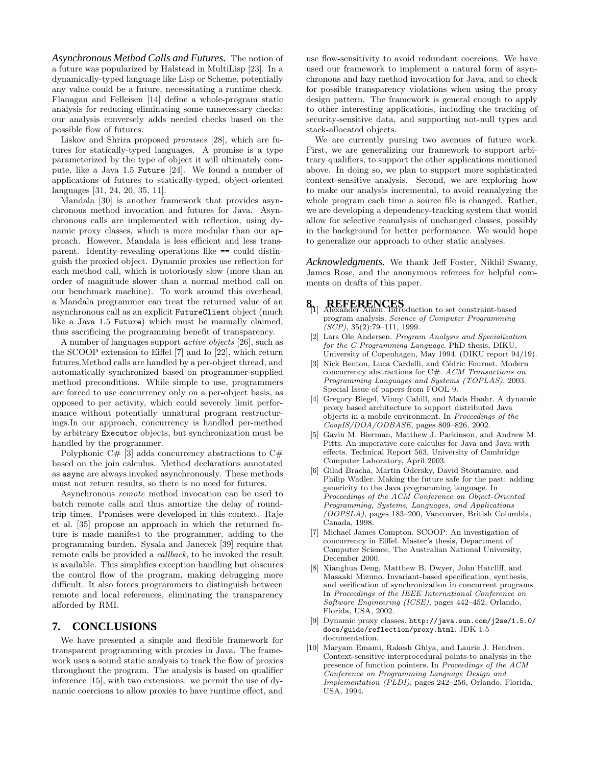***Asynchronous Method Calls and Futures.*** The notion of a future was popularized by Halstead in MultiLisp [23]. In a dynamically-typed language like Lisp or Scheme, potentially any value could be a future, necessitating a runtime check. Flanagan and Felleisen [14] define a whole-program static analysis for reducing eliminating some unnecessary checks; our analysis conversely adds needed checks based on the possible flow of futures.

Liskov and Shrira proposed *promises* [28], which are futures for statically-typed languages. A promise is a type parameterized by the type of object it will ultimately compute, like a Java 1.5 `Future` [24]. We found a number of applications of futures to statically-typed, object-oriented languages [31, 24, 20, 35, 11].

Mandala [30] is another framework that provides asynchronous method invocation and futures for Java. Asynchronous calls are implemented with reflection, using dynamic proxy classes, which is more modular than our approach. However, Mandala is less efficient and less transparent. Identity-revealing operations like `==` could distinguish the proxied object. Dynamic proxies use reflection for each method call, which is notoriously slow (more than an order of magnitude slower than a normal method call on our benchmark machine). To work around this overhead, a Mandala programmer can treat the returned value of an asynchronous call as an explicit `FutureClient` object (much like a Java 1.5 `Future`) which must be manually claimed, thus sacrificing the programming benefit of transparency.

A number of languages support *active objects* [26], such as the SCOOP extension to Eiffel [7] and Io [22], which return futures.Method calls are handled by a per-object thread, and automatically synchronized based on programmer-supplied method preconditions. While simple to use, programmers are forced to use concurrency only on a per-object basis, as opposed to per activity, which could severely limit performance without potentially unnatural program restructurings.In our approach, concurrency is handled per-method by arbitrary `Executor` objects, but synchronization must be handled by the programmer.

Polyphonic C# [3] adds concurrency abstractions to C# based on the join calculus. Method declarations annotated as `async` are always invoked asynchronously. These methods must not return results, so there is no need for futures.

Asynchronous *remote* method invocation can be used to batch remote calls and thus amortize the delay of round-trip times. Promises were developed in this context. Raje et al. [35] propose an approach in which the returned future is made manifest to the programmer, adding to the programming burden. Sysala and Janecek [39] require that remote calls be provided a *callback*, to be invoked the result is available. This simplifies exception handling but obscures the control flow of the program, making debugging more difficult. It also forces programmers to distinguish between remote and local references, eliminating the transparency afforded by RMI.

## 7. CONCLUSIONS

We have presented a simple and flexible framework for transparent programming with proxies in Java. The framework uses a sound static analysis to track the flow of proxies throughout the program. The analysis is based on qualifier inference [15], with two extensions: we permit the use of dynamic coercions to allow proxies to have runtime effect, and use flow-sensitivity to avoid redundant coercions. We have used our framework to implement a natural form of asynchronous and lazy method invocation for Java, and to check for possible transparency violations when using the proxy design pattern. The framework is general enough to apply to other interesting applications, including the tracking of security-sensitive data, and supporting not-null types and stack-allocated objects.

We are currently pursing two avenues of future work. First, we are generalizing our framework to support arbitrary qualifiers, to support the other applications mentioned above. In doing so, we plan to support more sophisticated context-sensitive analysis. Second, we are exploring how to make our analysis incremental, to avoid reanalyzing the whole program each time a source file is changed. Rather, we are developing a dependency-tracking system that would allow for selective reanalysis of unchanged classes, possibly in the background for better performance. We would hope to generalize our approach to other static analyses.

***Acknowledgments.*** We thank Jeff Foster, Nikhil Swamy, James Rose, and the anonymous referees for helpful comments on drafts of this paper.

## 8. REFERENCES

[1] Alexander Aiken. Introduction to set constraint-based program analysis. *Science of Computer Programming (SCP)*, 35(2):79–111, 1999.

[2] Lars Ole Andersen. *Program Analysis and Specialization for the C Programming Language*. PhD thesis, DIKU, University of Copenhagen, May 1994. (DIKU report 94/19).

[3] Nick Benton, Luca Cardelli, and Cédric Fournet. Modern concurrency abstractions for C#. *ACM Transactions on Programming Languages and Systems (TOPLAS)*, 2003. Special Issue of papers from FOOL 9.

[4] Gregory Biegel, Vinny Cahill, and Mads Haahr. A dynamic proxy based architecture to support distributed Java objects in a mobile environment. In *Proceedings of the CoopIS/DOA/ODBASE*, pages 809–826, 2002.

[5] Gavin M. Bierman, Matthew J. Parkinson, and Andrew M. Pitts. An imperative core calculus for Java and Java with effects. Technical Report 563, University of Cambridge Computer Laboratory, April 2003.

[6] Gilad Bracha, Martin Odersky, David Stoutamire, and Philip Wadler. Making the future safe for the past: adding genericity to the Java programming language. In *Proceedings of the ACM Conference on Object-Oriented Programming, Systems, Languages, and Applications (OOPSLA)*, pages 183–200, Vancouver, British Columbia, Canada, 1998.

[7] Michael James Compton. SCOOP: An investigation of concurrency in Eiffel. Master's thesis, Department of Computer Science, The Australian National University, December 2000.

[8] Xianghua Deng, Matthew B. Dwyer, John Hatcliff, and Masaaki Mizuno. Invariant-based specification, synthesis, and verification of synchronization in concurrent programs. In *Proceedings of the IEEE International Conference on Software Engineering (ICSE)*, pages 442–452, Orlando, Florida, USA, 2002.

[9] Dynamic proxy classes. `http://java.sun.com/j2se/1.5.0/docs/guide/reflection/proxy.html`. JDK 1.5 documentation.

[10] Maryam Emami, Rakesh Ghiya, and Laurie J. Hendren. Context-sensitive interprocedural points-to analysis in the presence of function pointers. In *Proceedings of the ACM Conference on Programming Language Design and Implementation (PLDI)*, pages 242–256, Orlando, Florida, USA, 1994.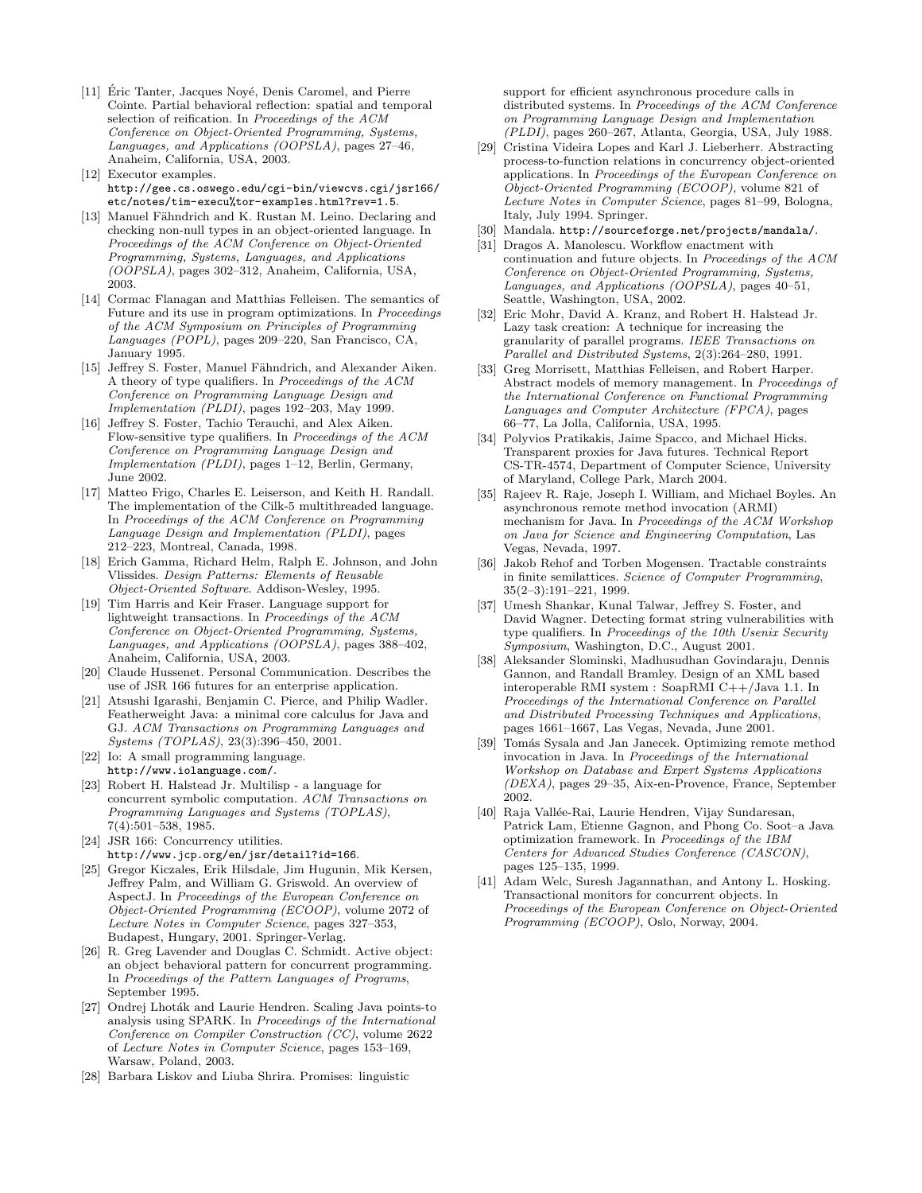[11] Éric Tanter, Jacques Noyé, Denis Caromel, and Pierre Cointe. Partial behavioral reflection: spatial and temporal selection of reification. In *Proceedings of the ACM Conference on Object-Oriented Programming, Systems, Languages, and Applications (OOPSLA)*, pages 27–46, Anaheim, California, USA, 2003.

[12] Executor examples. `http://gee.cs.oswego.edu/cgi-bin/viewcvs.cgi/jsr166/etc/notes/tim-execu%tor-examples.html?rev=1.5`.

[13] Manuel Fähndrich and K. Rustan M. Leino. Declaring and checking non-null types in an object-oriented language. In *Proceedings of the ACM Conference on Object-Oriented Programming, Systems, Languages, and Applications (OOPSLA)*, pages 302–312, Anaheim, California, USA, 2003.

[14] Cormac Flanagan and Matthias Felleisen. The semantics of Future and its use in program optimizations. In *Proceedings of the ACM Symposium on Principles of Programming Languages (POPL)*, pages 209–220, San Francisco, CA, January 1995.

[15] Jeffrey S. Foster, Manuel Fähndrich, and Alexander Aiken. A theory of type qualifiers. In *Proceedings of the ACM Conference on Programming Language Design and Implementation (PLDI)*, pages 192–203, May 1999.

[16] Jeffrey S. Foster, Tachio Terauchi, and Alex Aiken. Flow-sensitive type qualifiers. In *Proceedings of the ACM Conference on Programming Language Design and Implementation (PLDI)*, pages 1–12, Berlin, Germany, June 2002.

[17] Matteo Frigo, Charles E. Leiserson, and Keith H. Randall. The implementation of the Cilk-5 multithreaded language. In *Proceedings of the ACM Conference on Programming Language Design and Implementation (PLDI)*, pages 212–223, Montreal, Canada, 1998.

[18] Erich Gamma, Richard Helm, Ralph E. Johnson, and John Vlissides. *Design Patterns: Elements of Reusable Object-Oriented Software*. Addison-Wesley, 1995.

[19] Tim Harris and Keir Fraser. Language support for lightweight transactions. In *Proceedings of the ACM Conference on Object-Oriented Programming, Systems, Languages, and Applications (OOPSLA)*, pages 388–402, Anaheim, California, USA, 2003.

[20] Claude Hussenet. Personal Communication. Describes the use of JSR 166 futures for an enterprise application.

[21] Atsushi Igarashi, Benjamin C. Pierce, and Philip Wadler. Featherweight Java: a minimal core calculus for Java and GJ. *ACM Transactions on Programming Languages and Systems (TOPLAS)*, 23(3):396–450, 2001.

[22] Io: A small programming language. `http://www.iolanguage.com/`.

[23] Robert H. Halstead Jr. Multilisp - a language for concurrent symbolic computation. *ACM Transactions on Programming Languages and Systems (TOPLAS)*, 7(4):501–538, 1985.

[24] JSR 166: Concurrency utilities. `http://www.jcp.org/en/jsr/detail?id=166`.

[25] Gregor Kiczales, Erik Hilsdale, Jim Hugunin, Mik Kersen, Jeffrey Palm, and William G. Griswold. An overview of AspectJ. In *Proceedings of the European Conference on Object-Oriented Programming (ECOOP)*, volume 2072 of *Lecture Notes in Computer Science*, pages 327–353, Budapest, Hungary, 2001. Springer-Verlag.

[26] R. Greg Lavender and Douglas C. Schmidt. Active object: an object behavioral pattern for concurrent programming. In *Proceedings of the Pattern Languages of Programs*, September 1995.

[27] Ondrej Lhoták and Laurie Hendren. Scaling Java points-to analysis using SPARK. In *Proceedings of the International Conference on Compiler Construction (CC)*, volume 2622 of *Lecture Notes in Computer Science*, pages 153–169, Warsaw, Poland, 2003.

[28] Barbara Liskov and Liuba Shrira. Promises: linguistic support for efficient asynchronous procedure calls in distributed systems. In *Proceedings of the ACM Conference on Programming Language Design and Implementation (PLDI)*, pages 260–267, Atlanta, Georgia, USA, July 1988.

[29] Cristina Videira Lopes and Karl J. Lieberherr. Abstracting process-to-function relations in concurrency object-oriented applications. In *Proceedings of the European Conference on Object-Oriented Programming (ECOOP)*, volume 821 of *Lecture Notes in Computer Science*, pages 81–99, Bologna, Italy, July 1994. Springer.

[30] Mandala. `http://sourceforge.net/projects/mandala/`.

[31] Dragos A. Manolescu. Workflow enactment with continuation and future objects. In *Proceedings of the ACM Conference on Object-Oriented Programming, Systems, Languages, and Applications (OOPSLA)*, pages 40–51, Seattle, Washington, USA, 2002.

[32] Eric Mohr, David A. Kranz, and Robert H. Halstead Jr. Lazy task creation: A technique for increasing the granularity of parallel programs. *IEEE Transactions on Parallel and Distributed Systems*, 2(3):264–280, 1991.

[33] Greg Morrisett, Matthias Felleisen, and Robert Harper. Abstract models of memory management. In *Proceedings of the International Conference on Functional Programming Languages and Computer Architecture (FPCA)*, pages 66–77, La Jolla, California, USA, 1995.

[34] Polyvios Pratikakis, Jaime Spacco, and Michael Hicks. Transparent proxies for Java futures. Technical Report CS-TR-4574, Department of Computer Science, University of Maryland, College Park, March 2004.

[35] Rajeev R. Raje, Joseph I. William, and Michael Boyles. An asynchronous remote method invocation (ARMI) mechanism for Java. In *Proceedings of the ACM Workshop on Java for Science and Engineering Computation*, Las Vegas, Nevada, 1997.

[36] Jakob Rehof and Torben Mogensen. Tractable constraints in finite semilattices. *Science of Computer Programming*, 35(2–3):191–221, 1999.

[37] Umesh Shankar, Kunal Talwar, Jeffrey S. Foster, and David Wagner. Detecting format string vulnerabilities with type qualifiers. In *Proceedings of the 10th Usenix Security Symposium*, Washington, D.C., August 2001.

[38] Aleksander Slominski, Madhusudhan Govindaraju, Dennis Gannon, and Randall Bramley. Design of an XML based interoperable RMI system : SoapRMI C++/Java 1.1. In *Proceedings of the International Conference on Parallel and Distributed Processing Techniques and Applications*, pages 1661–1667, Las Vegas, Nevada, June 2001.

[39] Tomás Sysala and Jan Janecek. Optimizing remote method invocation in Java. In *Proceedings of the International Workshop on Database and Expert Systems Applications (DEXA)*, pages 29–35, Aix-en-Provence, France, September 2002.

[40] Raja Vallée-Rai, Laurie Hendren, Vijay Sundaresan, Patrick Lam, Etienne Gagnon, and Phong Co. Soot–a Java optimization framework. In *Proceedings of the IBM Centers for Advanced Studies Conference (CASCON)*, pages 125–135, 1999.

[41] Adam Welc, Suresh Jagannathan, and Antony L. Hosking. Transactional monitors for concurrent objects. In *Proceedings of the European Conference on Object-Oriented Programming (ECOOP)*, Oslo, Norway, 2004.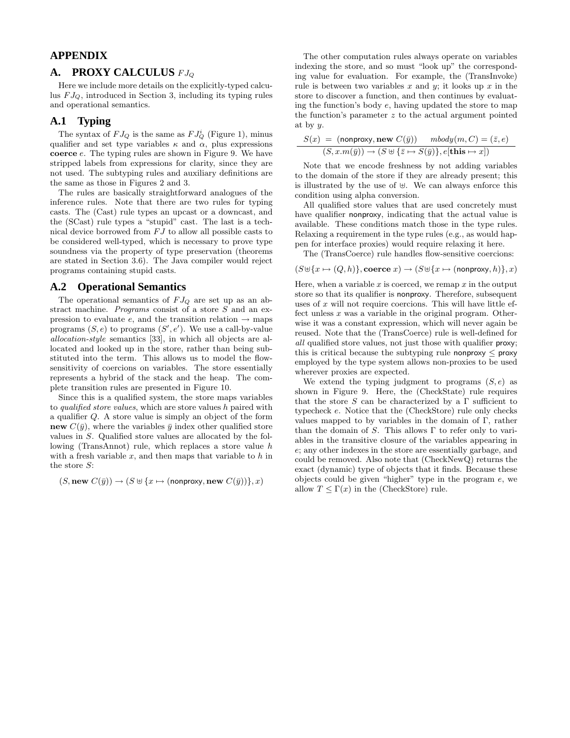# APPENDIX

## A. PROXY CALCULUS $FJ_Q$

Here we include more details on the explicitly-typed calculus $FJ_Q$, introduced in Section 3, including its typing rules and operational semantics.

### A.1 Typing

The syntax of $FJ_Q$ is the same as $FJ_Q^i$ (Figure 1), minus qualifier and set type variables $\kappa$ and $\alpha$, plus expressions **coerce** $e$. The typing rules are shown in Figure 9. We have stripped labels from expressions for clarity, since they are not used. The subtyping rules and auxiliary definitions are the same as those in Figures 2 and 3.

The rules are basically straightforward analogues of the inference rules. Note that there are two rules for typing casts. The (Cast) rule types an upcast or a downcast, and the (SCast) rule types a "stupid" cast. The last is a technical device borrowed from $FJ$ to allow all possible casts to be considered well-typed, which is necessary to prove type soundness via the property of type preservation (theorems are stated in Section 3.6). The Java compiler would reject programs containing stupid casts.

### A.2 Operational Semantics

The operational semantics of $FJ_Q$ are set up as an abstract machine. *Programs* consist of a store $S$ and an expression to evaluate $e$, and the transition relation $\rightarrow$ maps programs $(S, e)$ to programs $(S', e')$. We use a call-by-value *allocation-style* semantics [33], in which all objects are allocated and looked up in the store, rather than being substituted into the term. This allows us to model the flow-sensitivity of coercions on variables. The store essentially represents a hybrid of the stack and the heap. The complete transition rules are presented in Figure 10.

Since this is a qualified system, the store maps variables to *qualified store values*, which are store values $h$ paired with a qualifier $Q$. A store value is simply an object of the form $\mathbf{new}\ C(\bar{y})$, where the variables $\bar{y}$ index other qualified store values in $S$. Qualified store values are allocated by the following (TransAnnot) rule, which replaces a store value $h$ with a fresh variable $x$, and then maps that variable to $h$ in the store $S$:

$$(S, \mathbf{new}\ C(\bar{y})) \rightarrow (S \uplus \{x \mapsto (\mathsf{nonproxy}, \mathbf{new}\ C(\bar{y}))\}, x)$$

The other computation rules always operate on variables indexing the store, and so must "look up" the corresponding value for evaluation. For example, the (TransInvoke) rule is between two variables $x$ and $y$; it looks up $x$ in the store to discover a function, and then continues by evaluating the function's body $e$, having updated the store to map the function's parameter $z$ to the actual argument pointed at by $y$.

$$\frac{S(x) \;=\; (\mathsf{nonproxy}, \mathbf{new}\ C(\bar{y})) \qquad mbody(m, C) = (\bar{z}, e)}{(S, x.m(\bar{y})) \rightarrow (S \uplus \{\bar{z} \mapsto S(\bar{y})\}, e[\mathbf{this} \mapsto x])}$$

Note that we encode freshness by not adding variables to the domain of the store if they are already present; this is illustrated by the use of $\uplus$. We can always enforce this condition using alpha conversion.

All qualified store values that are used concretely must have qualifier nonproxy, indicating that the actual value is available. These conditions match those in the type rules. Relaxing a requirement in the type rules (e.g., as would happen for interface proxies) would require relaxing it here.

The (TransCoerce) rule handles flow-sensitive coercions:

$$(S \uplus \{x \mapsto (Q, h)\}, \mathbf{coerce}\ x) \rightarrow (S \uplus \{x \mapsto (\mathsf{nonproxy}, h)\}, x)$$

Here, when a variable $x$ is coerced, we remap $x$ in the output store so that its qualifier is nonproxy. Therefore, subsequent uses of $x$ will not require coercions. This will have little effect unless $x$ was a variable in the original program. Otherwise it was a constant expression, which will never again be reused. Note that the (TransCoerce) rule is well-defined for *all* qualified store values, not just those with qualifier proxy; this is critical because the subtyping rule $\mathsf{nonproxy} \leq \mathsf{proxy}$ employed by the type system allows non-proxies to be used wherever proxies are expected.

We extend the typing judgment to programs $(S, e)$ as shown in Figure 9. Here, the (CheckState) rule requires that the store $S$ can be characterized by a $\Gamma$ sufficient to typecheck $e$. Notice that the (CheckStore) rule only checks values mapped to by variables in the domain of $\Gamma$, rather than the domain of $S$. This allows $\Gamma$ to refer only to variables in the transitive closure of the variables appearing in $e$; any other indexes in the store are essentially garbage, and could be removed. Also note that (CheckNewQ) returns the exact (dynamic) type of objects that it finds. Because these objects could be given "higher" type in the program $e$, we allow $T \leq \Gamma(x)$ in the (CheckStore) rule.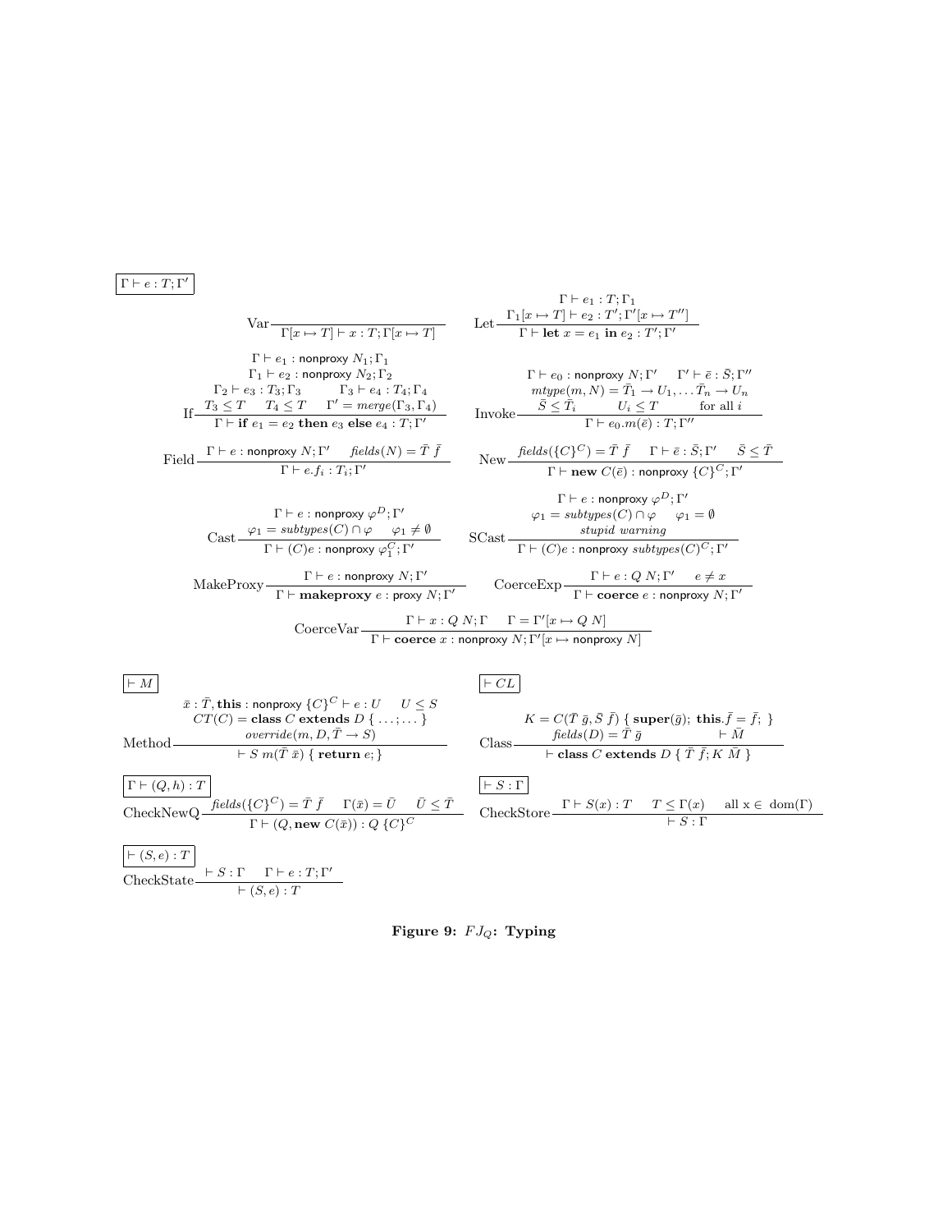$\boxed{\Gamma \vdash e : T ; \Gamma'}$

$$\text{Var}\,\frac{}{\Gamma[x \mapsto T] \vdash x : T ; \Gamma[x \mapsto T]}$$

$$\text{Let}\,\frac{\Gamma \vdash e_1 : T ; \Gamma_1 \qquad \Gamma_1[x \mapsto T] \vdash e_2 : T' ; \Gamma'[x \mapsto T'']}{\Gamma \vdash \textbf{let } x = e_1 \textbf{ in } e_2 : T' ; \Gamma'}$$

$$\text{If}\,\frac{\begin{array}{c}\Gamma \vdash e_1 : \textsf{nonproxy } N_1 ; \Gamma_1 \\ \Gamma_1 \vdash e_2 : \textsf{nonproxy } N_2 ; \Gamma_2 \\ \Gamma_2 \vdash e_3 : T_3 ; \Gamma_3 \qquad \Gamma_3 \vdash e_4 : T_4 ; \Gamma_4 \\ T_3 \leq T \qquad T_4 \leq T \qquad \Gamma' = \mathit{merge}(\Gamma_3, \Gamma_4)\end{array}}{\Gamma \vdash \textbf{if } e_1 = e_2 \textbf{ then } e_3 \textbf{ else } e_4 : T ; \Gamma'}$$

$$\text{Invoke}\,\frac{\begin{array}{c}\Gamma \vdash e_0 : \textsf{nonproxy } N ; \Gamma' \qquad \Gamma' \vdash \bar{e} : \bar{S} ; \Gamma'' \\ \mathit{mtype}(m, N) = \bar{T}_1 \to U_1, \ldots \bar{T}_n \to U_n \\ \bar{S} \leq \bar{T}_i \qquad U_i \leq T \qquad \text{for all } i\end{array}}{\Gamma \vdash e_0.m(\bar{e}) : T ; \Gamma''}$$

$$\text{Field}\,\frac{\Gamma \vdash e : \textsf{nonproxy } N ; \Gamma' \qquad \mathit{fields}(N) = \bar{T}\ \bar{f}}{\Gamma \vdash e.f_i : T_i ; \Gamma'}$$

$$\text{New}\,\frac{\mathit{fields}(\{C\}^C) = \bar{T}\ \bar{f} \qquad \Gamma \vdash \bar{e} : \bar{S} ; \Gamma' \qquad \bar{S} \leq \bar{T}}{\Gamma \vdash \textbf{new } C(\bar{e}) : \textsf{nonproxy } \{C\}^C ; \Gamma'}$$

$$\text{Cast}\,\frac{\begin{array}{c}\Gamma \vdash e : \textsf{nonproxy } \varphi^D ; \Gamma' \\ \varphi_1 = \mathit{subtypes}(C) \cap \varphi \qquad \varphi_1 \neq \emptyset\end{array}}{\Gamma \vdash (C)e : \textsf{nonproxy } \varphi_1^C ; \Gamma'}$$

$$\text{SCast}\,\frac{\begin{array}{c}\Gamma \vdash e : \textsf{nonproxy } \varphi^D ; \Gamma' \\ \varphi_1 = \mathit{subtypes}(C) \cap \varphi \qquad \varphi_1 = \emptyset \\ \mathit{stupid\ warning}\end{array}}{\Gamma \vdash (C)e : \textsf{nonproxy } \mathit{subtypes}(C)^C ; \Gamma'}$$

$$\text{MakeProxy}\,\frac{\Gamma \vdash e : \textsf{nonproxy } N ; \Gamma'}{\Gamma \vdash \textbf{makeproxy } e : \textsf{proxy } N ; \Gamma'}$$

$$\text{CoerceExp}\,\frac{\Gamma \vdash e : Q\ N ; \Gamma' \qquad e \neq x}{\Gamma \vdash \textbf{coerce } e : \textsf{nonproxy } N ; \Gamma'}$$

$$\text{CoerceVar}\,\frac{\Gamma \vdash x : Q\ N ; \Gamma \qquad \Gamma = \Gamma'[x \mapsto Q\ N]}{\Gamma \vdash \textbf{coerce } x : \textsf{nonproxy } N ; \Gamma'[x \mapsto \textsf{nonproxy } N]}$$

$\boxed{\vdash M}$

$$\text{Method}\,\frac{\begin{array}{c}\bar{x} : \bar{T}, \textbf{this} : \textsf{nonproxy } \{C\}^C \vdash e : U \qquad U \leq S \\ CT(C) = \textbf{class } C \textbf{ extends } D \{ \ldots ; \ldots \} \\ \mathit{override}(m, D, \bar{T} \to S)\end{array}}{\vdash S\ m(\bar{T}\ \bar{x}) \{ \textbf{return } e; \}}$$

$\boxed{\vdash CL}$

$$\text{Class}\,\frac{\begin{array}{c}K = C(\bar{T}\ \bar{g}, \bar{S}\ \bar{f}) \{ \textbf{super}(\bar{g});\ \textbf{this}.\bar{f} = \bar{f};\ \} \\ \mathit{fields}(D) = \bar{T}\ \bar{g} \qquad \vdash \bar{M}\end{array}}{\vdash \textbf{class } C \textbf{ extends } D \{ \bar{T}\ \bar{f}; K\ \bar{M} \}}$$

$\boxed{\Gamma \vdash (Q, h) : T}$

$$\text{CheckNewQ}\,\frac{\mathit{fields}(\{C\}^C) = \bar{T}\ \bar{f} \qquad \Gamma(\bar{x}) = \bar{U} \qquad \bar{U} \leq \bar{T}}{\Gamma \vdash (Q, \textbf{new } C(\bar{x})) : Q\ \{C\}^C}$$

$\boxed{\vdash S : \Gamma}$

$$\text{CheckStore}\,\frac{\Gamma \vdash S(x) : T \qquad T \leq \Gamma(x) \qquad \text{all } x \in \text{dom}(\Gamma)}{\vdash S : \Gamma}$$

$\boxed{\vdash (S, e) : T}$

$$\text{CheckState}\,\frac{\vdash S : \Gamma \qquad \Gamma \vdash e : T ; \Gamma'}{\vdash (S, e) : T}$$

**Figure 9: $FJ_Q$: Typing**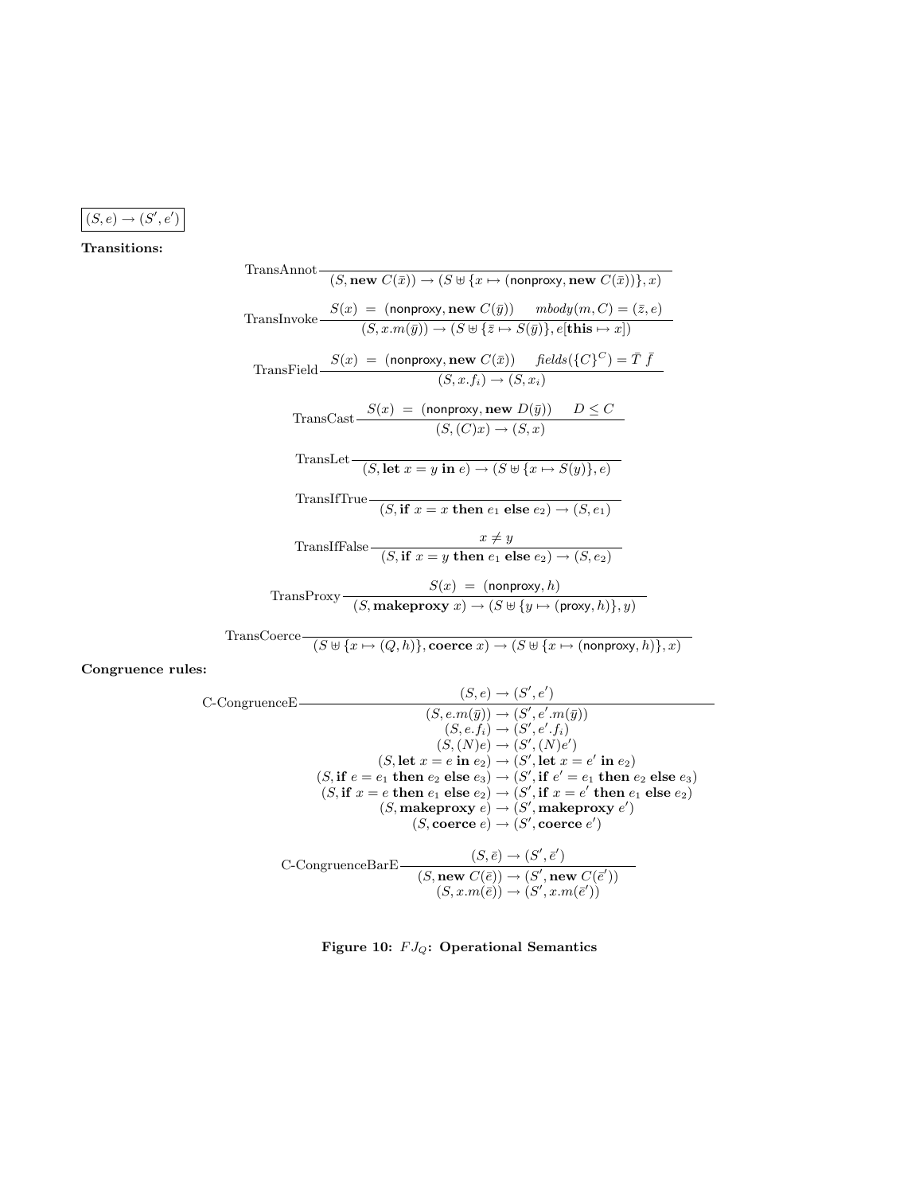$$\boxed{(S, e) \rightarrow (S', e')}$$

**Transitions:**

$$\text{TransAnnot}\ \frac{}{(S, \textbf{new } C(\bar{x})) \rightarrow (S \uplus \{x \mapsto (\mathsf{nonproxy}, \textbf{new } C(\bar{x}))\}, x)}$$

$$\text{TransInvoke}\ \frac{S(x) \ = \ (\mathsf{nonproxy}, \textbf{new } C(\bar{y})) \qquad mbody(m, C) = (\bar{z}, e)}{(S, x.m(\bar{y})) \rightarrow (S \uplus \{\bar{z} \mapsto S(\bar{y})\}, e[\textbf{this} \mapsto x])}$$

$$\text{TransField}\ \frac{S(x) \ = \ (\mathsf{nonproxy}, \textbf{new } C(\bar{x})) \qquad \mathit{fields}(\{C\}^C) = \bar{T}\ \bar{f}}{(S, x.f_i) \rightarrow (S, x_i)}$$

$$\text{TransCast}\ \frac{S(x) \ = \ (\mathsf{nonproxy}, \textbf{new } D(\bar{y})) \qquad D \leq C}{(S, (C)x) \rightarrow (S, x)}$$

$$\text{TransLet}\ \frac{}{(S, \textbf{let } x = y \textbf{ in } e) \rightarrow (S \uplus \{x \mapsto S(y)\}, e)}$$

$$\text{TransIfTrue}\ \frac{}{(S, \textbf{if } x = x \textbf{ then } e_1 \textbf{ else } e_2) \rightarrow (S, e_1)}$$

$$\text{TransIfFalse}\ \frac{x \neq y}{(S, \textbf{if } x = y \textbf{ then } e_1 \textbf{ else } e_2) \rightarrow (S, e_2)}$$

$$\text{TransProxy}\ \frac{S(x) \ = \ (\mathsf{nonproxy}, h)}{(S, \textbf{makeproxy } x) \rightarrow (S \uplus \{y \mapsto (\mathsf{proxy}, h)\}, y)}$$

$$\text{TransCoerce}\ \frac{}{(S \uplus \{x \mapsto (Q, h)\}, \textbf{coerce } x) \rightarrow (S \uplus \{x \mapsto (\mathsf{nonproxy}, h)\}, x)}$$

**Congruence rules:**

$$\text{C-CongruenceE}\ \frac{(S, e) \rightarrow (S', e')}{\begin{array}{c}(S, e.m(\bar{y})) \rightarrow (S', e'.m(\bar{y})) \\ (S, e.f_i) \rightarrow (S', e'.f_i) \\ (S, (N)e) \rightarrow (S', (N)e') \\ (S, \textbf{let } x = e \textbf{ in } e_2) \rightarrow (S', \textbf{let } x = e' \textbf{ in } e_2) \\ (S, \textbf{if } e = e_1 \textbf{ then } e_2 \textbf{ else } e_3) \rightarrow (S', \textbf{if } e' = e_1 \textbf{ then } e_2 \textbf{ else } e_3) \\ (S, \textbf{if } x = e \textbf{ then } e_1 \textbf{ else } e_2) \rightarrow (S', \textbf{if } x = e' \textbf{ then } e_1 \textbf{ else } e_2) \\ (S, \textbf{makeproxy } e) \rightarrow (S', \textbf{makeproxy } e') \\ (S, \textbf{coerce } e) \rightarrow (S', \textbf{coerce } e')\end{array}}$$

$$\text{C-CongruenceBarE}\ \frac{(S, \bar{e}) \rightarrow (S', \bar{e}')}{\begin{array}{c}(S, \textbf{new } C(\bar{e})) \rightarrow (S', \textbf{new } C(\bar{e}')) \\ (S, x.m(\bar{e})) \rightarrow (S', x.m(\bar{e}'))\end{array}}$$

**Figure 10: $FJ_Q$: Operational Semantics**